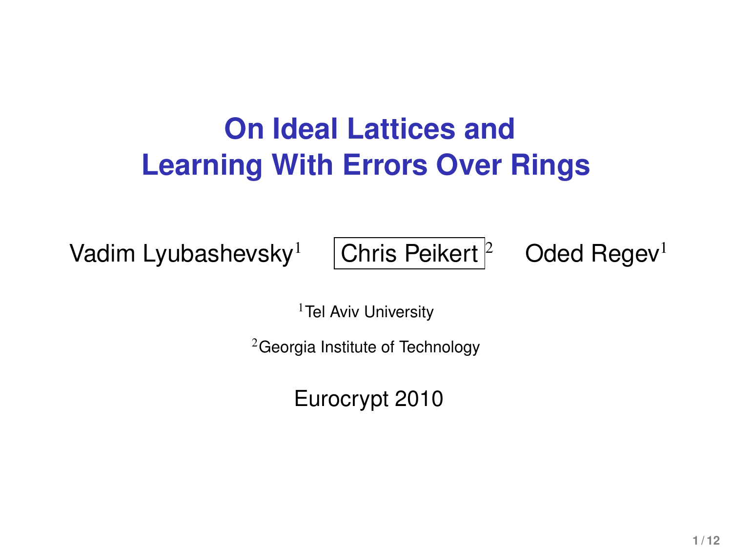# On Ideal Lattices and Learning With Errors Over Rings

Vadim Lyubashevsky[1] Chris Peikert[2] Oded Regev[1]

[1]Tel Aviv University

[2]Georgia Institute of Technology

Eurocrypt 2010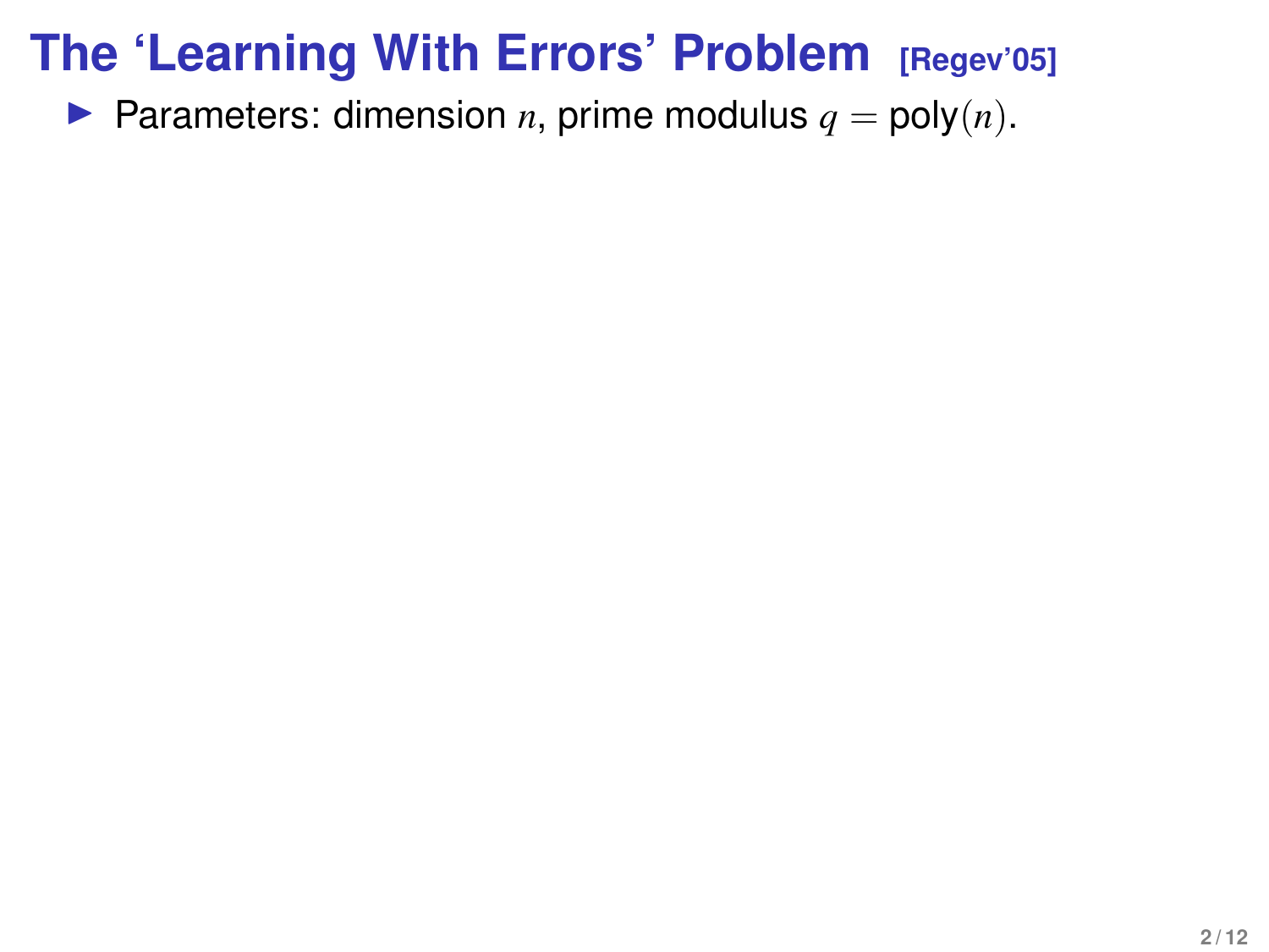# The 'Learning With Errors' Problem [Regev'05]

- Parameters: dimension $n$, prime modulus $q = \text{poly}(n)$.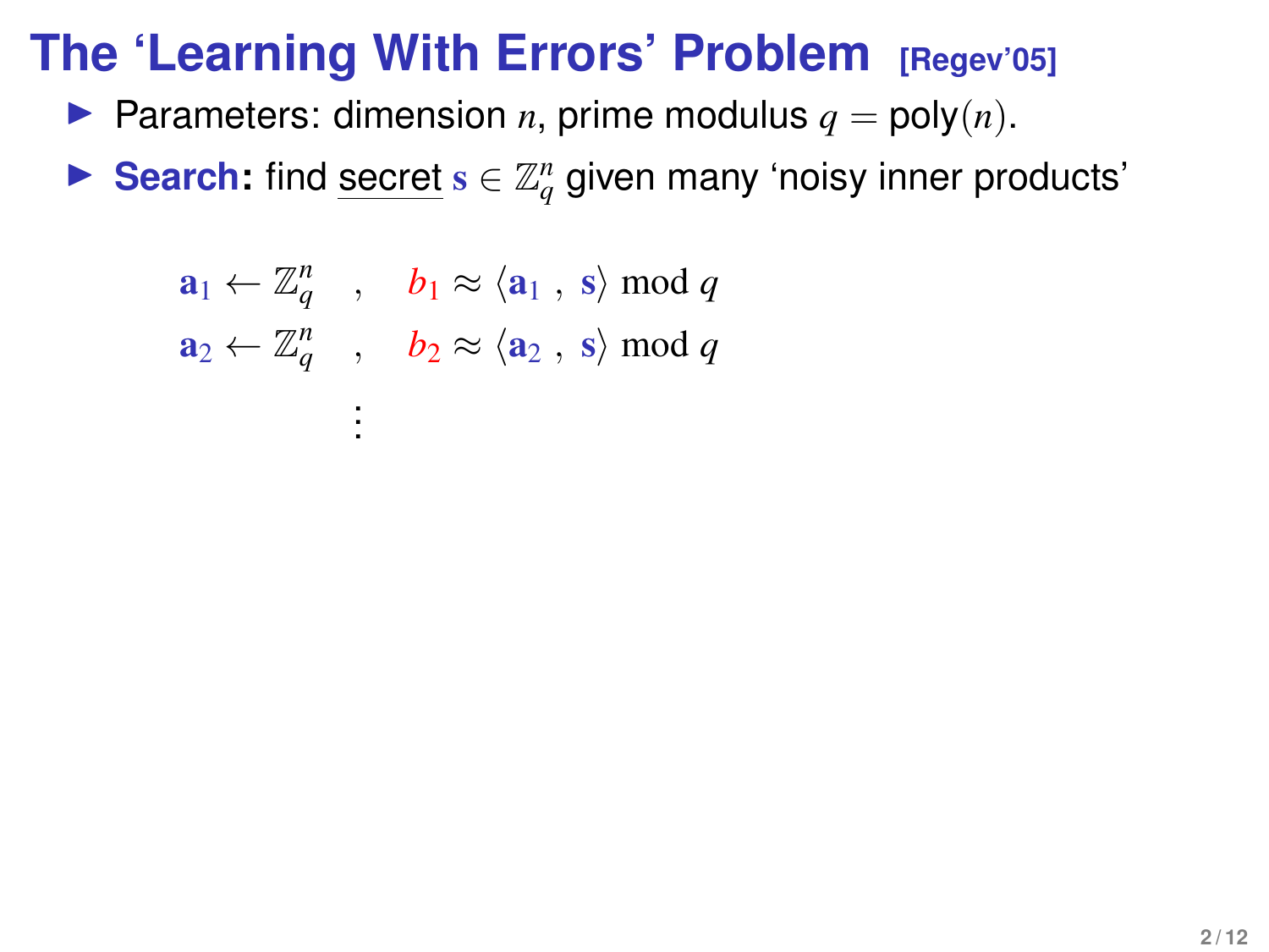# The 'Learning With Errors' Problem [Regev'05]

- Parameters: dimension $n$, prime modulus $q = \text{poly}(n)$.
- **Search:** find secret $\mathbf{s} \in \mathbb{Z}_q^n$ given many 'noisy inner products'

$$
\begin{aligned}
\mathbf{a}_1 \leftarrow \mathbb{Z}_q^n \quad &, \quad b_1 \approx \langle \mathbf{a}_1 \, , \, \mathbf{s} \rangle \bmod q \\
\mathbf{a}_2 \leftarrow \mathbb{Z}_q^n \quad &, \quad b_2 \approx \langle \mathbf{a}_2 \, , \, \mathbf{s} \rangle \bmod q \\
&\vdots
\end{aligned}
$$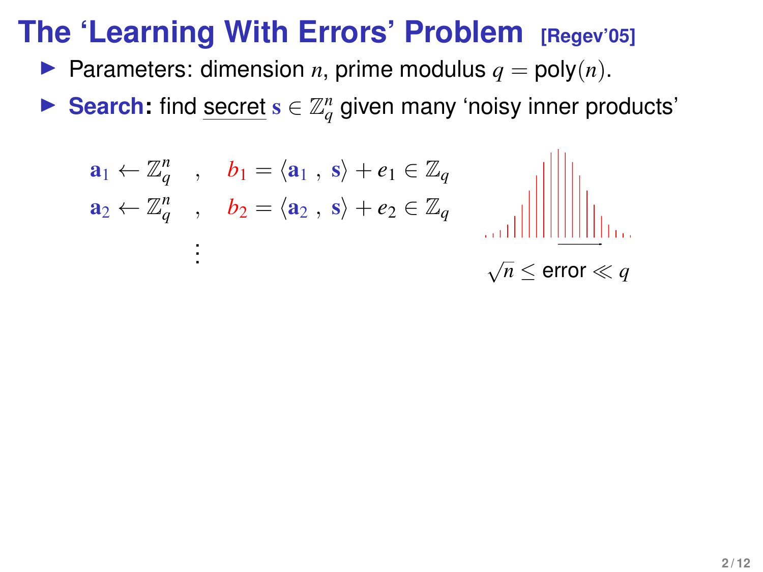# The 'Learning With Errors' Problem [Regev'05]

- Parameters: dimension $n$, prime modulus $q = \text{poly}(n)$.
- **Search:** find secret $\mathbf{s} \in \mathbb{Z}_q^n$ given many 'noisy inner products'

$$
\begin{aligned}
\mathbf{a}_1 \leftarrow \mathbb{Z}_q^n \quad &, \quad b_1 = \langle \mathbf{a}_1 \,,\, \mathbf{s} \rangle + e_1 \in \mathbb{Z}_q \\
\mathbf{a}_2 \leftarrow \mathbb{Z}_q^n \quad &, \quad b_2 = \langle \mathbf{a}_2 \,,\, \mathbf{s} \rangle + e_2 \in \mathbb{Z}_q \\
&\vdots
\end{aligned}
$$

$\sqrt{n} \leq \text{error} \ll q$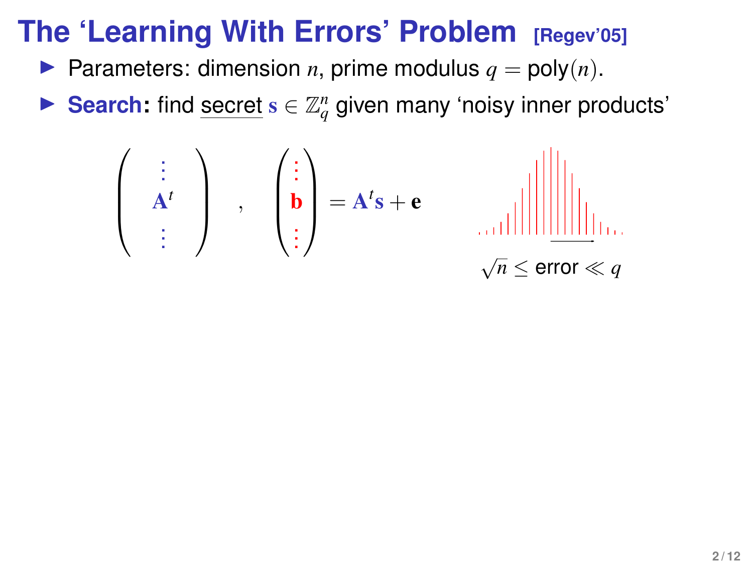# The 'Learning With Errors' Problem [Regev'05]

- Parameters: dimension $n$, prime modulus $q = \text{poly}(n)$.
- **Search:** find secret $\mathbf{s} \in \mathbb{Z}_q^n$ given many 'noisy inner products'

$$\left( \begin{array}{c} \vdots \\ \mathbf{A}^t \\ \vdots \end{array} \right), \quad \left( \begin{array}{c} \vdots \\ \mathbf{b} \\ \vdots \end{array} \right) = \mathbf{A}^t\mathbf{s} + \mathbf{e}$$

$\sqrt{n} \leq$ error $\ll q$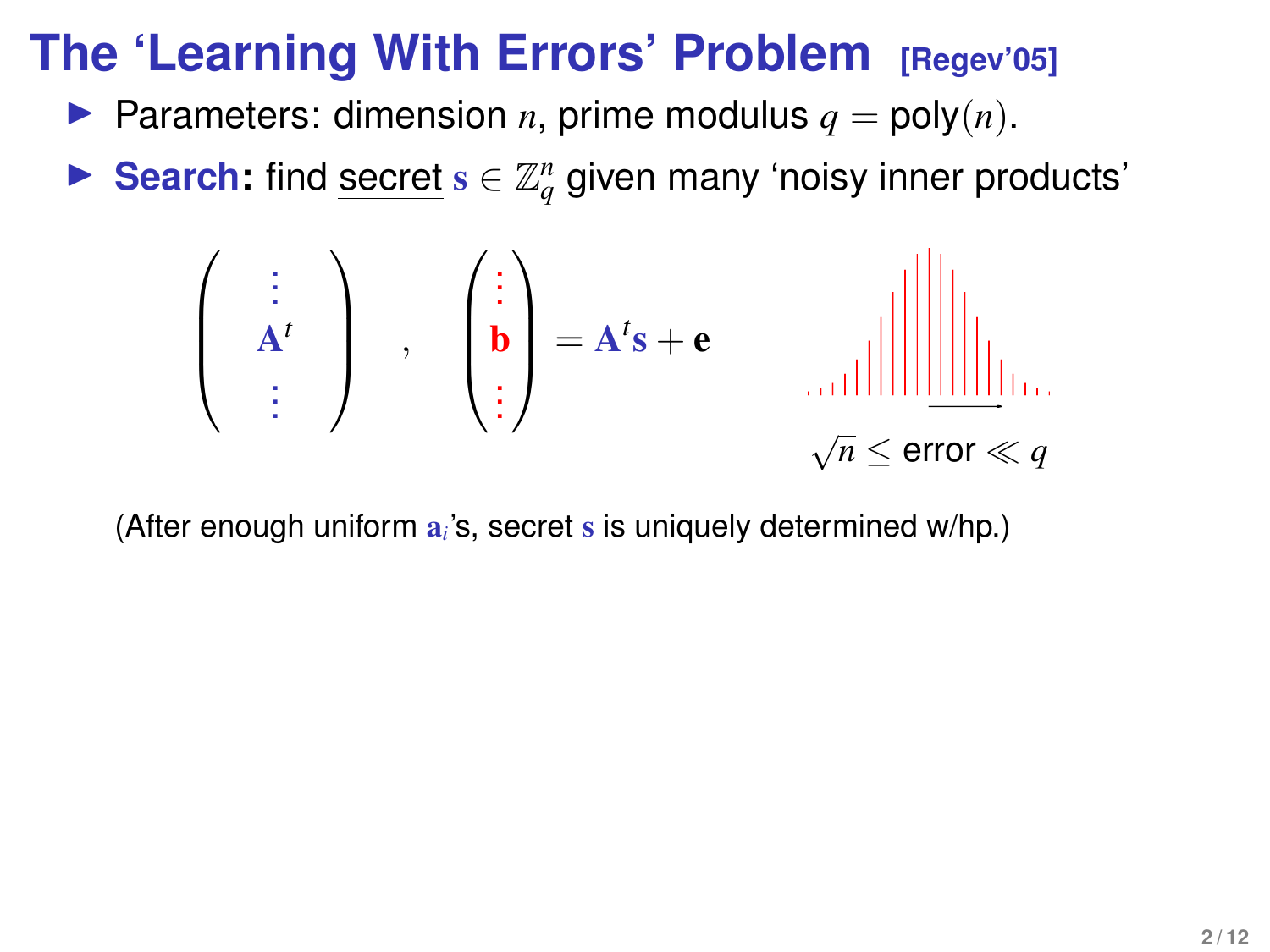# The 'Learning With Errors' Problem [Regev'05]

- Parameters: dimension $n$, prime modulus $q = \text{poly}(n)$.
- **Search:** find <u>secret</u> $\mathbf{s} \in \mathbb{Z}_q^n$ given many 'noisy inner products'

$$\left( \begin{array}{c} \vdots \\ \mathbf{A}^t \\ \vdots \end{array} \right) \quad , \quad \left( \begin{array}{c} \vdots \\ \mathbf{b} \\ \vdots \end{array} \right) = \mathbf{A}^t \mathbf{s} + \mathbf{e}$$

$\sqrt{n} \leq \text{error} \ll q$

(After enough uniform $\mathbf{a}_i$'s, secret $\mathbf{s}$ is uniquely determined w/hp.)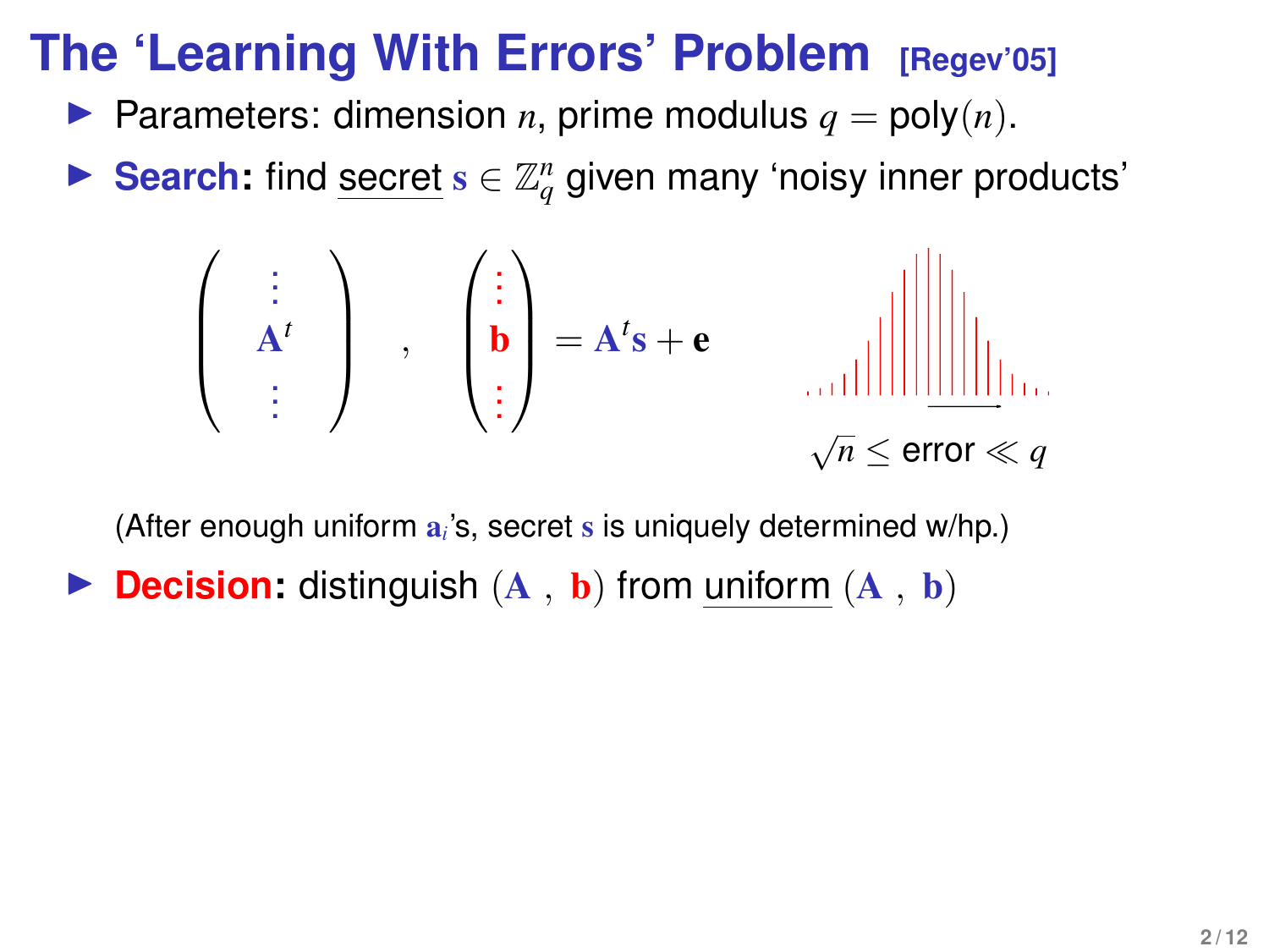# The 'Learning With Errors' Problem [Regev'05]

- Parameters: dimension $n$, prime modulus $q = \text{poly}(n)$.
- **Search:** find secret $\mathbf{s} \in \mathbb{Z}_q^n$ given many 'noisy inner products'

$$\left( \begin{array}{c} \vdots \\ \mathbf{A}^t \\ \vdots \end{array} \right) \quad , \quad \left( \begin{array}{c} \vdots \\ \mathbf{b} \\ \vdots \end{array} \right) = \mathbf{A}^t \mathbf{s} + \mathbf{e}$$

$\sqrt{n} \leq$ error $\ll q$

(After enough uniform $\mathbf{a}_i$'s, secret $\mathbf{s}$ is uniquely determined w/hp.)

- **Decision:** distinguish $(\mathbf{A}\ ,\ \mathbf{b})$ from uniform $(\mathbf{A}\ ,\ \mathbf{b})$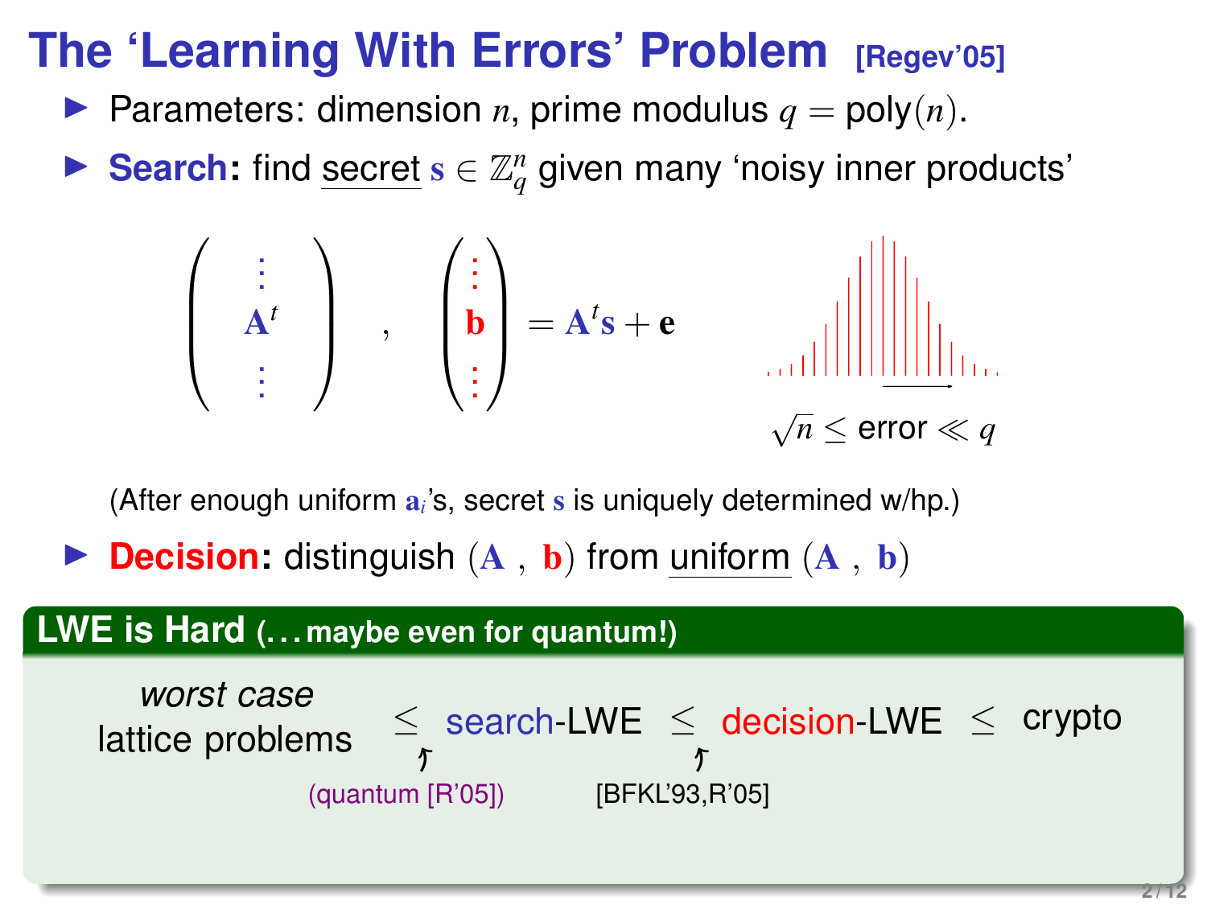# The 'Learning With Errors' Problem [Regev'05]

- Parameters: dimension $n$, prime modulus $q = \text{poly}(n)$.
- **Search:** find secret $\mathbf{s} \in \mathbb{Z}_q^n$ given many 'noisy inner products'

$$\begin{pmatrix} \vdots \\ \mathbf{A}^t \\ \vdots \end{pmatrix}, \quad \begin{pmatrix} \vdots \\ \mathbf{b} \\ \vdots \end{pmatrix} = \mathbf{A}^t\mathbf{s} + \mathbf{e}$$

$\sqrt{n} \leq \text{error} \ll q$

(After enough uniform $\mathbf{a}_i$'s, secret $\mathbf{s}$ is uniquely determined w/hp.)

- **Decision:** distinguish $(\mathbf{A}, \mathbf{b})$ from uniform $(\mathbf{A}, \mathbf{b})$

**LWE is Hard (...maybe even for quantum!)**

*worst case* lattice problems $\leq$ search-LWE $\leq$ decision-LWE $\leq$ crypto

(quantum [R'05]) [BFKL'93,R'05]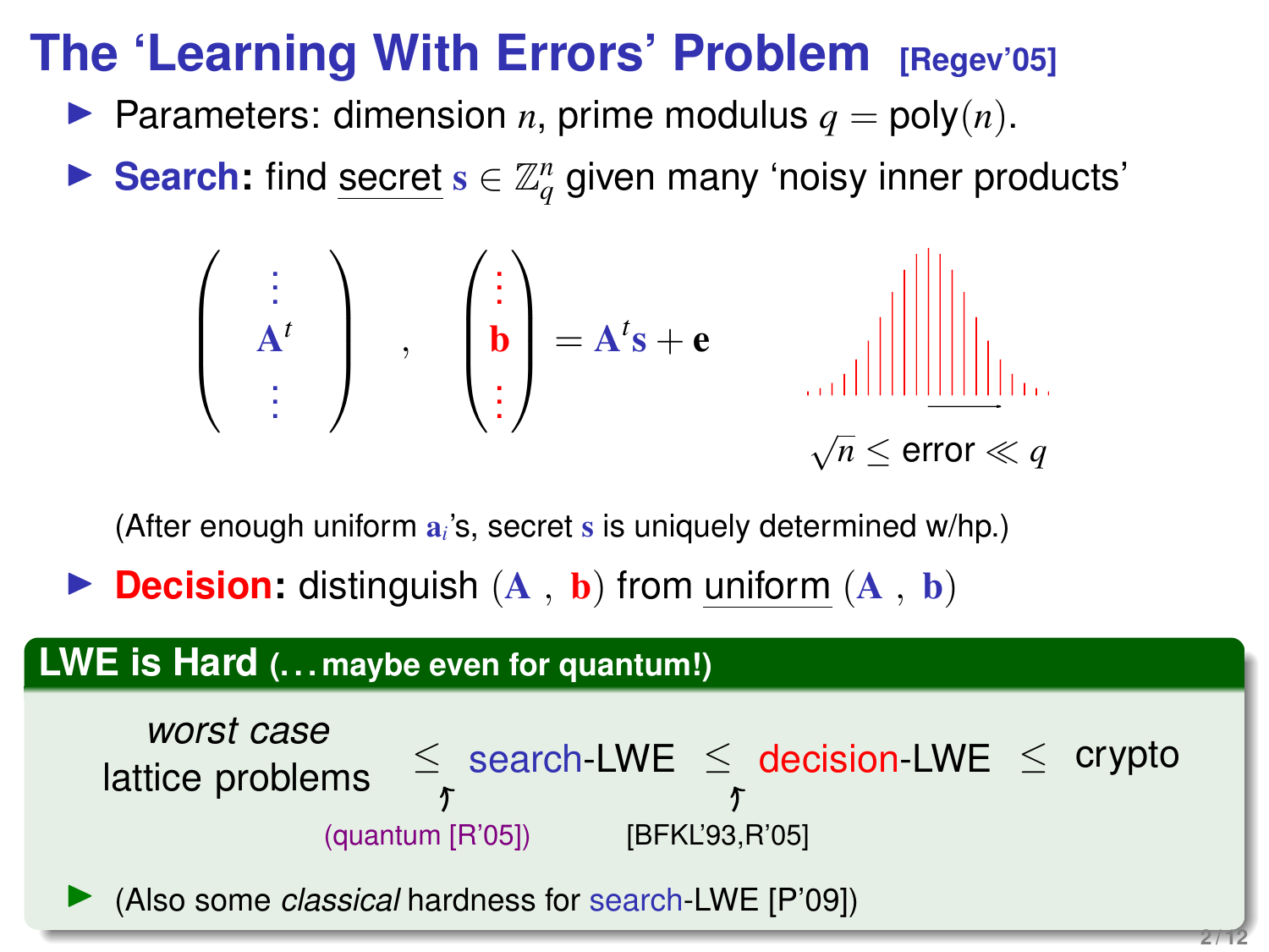# The 'Learning With Errors' Problem [Regev'05]

- Parameters: dimension $n$, prime modulus $q = \text{poly}(n)$.
- **Search:** find secret $\mathbf{s} \in \mathbb{Z}_q^n$ given many 'noisy inner products'

$$\begin{pmatrix} \vdots \\ \mathbf{A}^t \\ \vdots \end{pmatrix}, \quad \begin{pmatrix} \vdots \\ \mathbf{b} \\ \vdots \end{pmatrix} = \mathbf{A}^t\mathbf{s} + \mathbf{e}$$

$\sqrt{n} \leq$ error $\ll q$

(After enough uniform $\mathbf{a}_i$'s, secret $\mathbf{s}$ is uniquely determined w/hp.)

- **Decision:** distinguish $(\mathbf{A}, \mathbf{b})$ from uniform $(\mathbf{A}, \mathbf{b})$

## LWE is Hard (...maybe even for quantum!)

*worst case* lattice problems $\leq$ search-LWE $\leq$ decision-LWE $\leq$ crypto

(quantum [R'05]) [BFKL'93,R'05]

- (Also some *classical* hardness for search-LWE [P'09])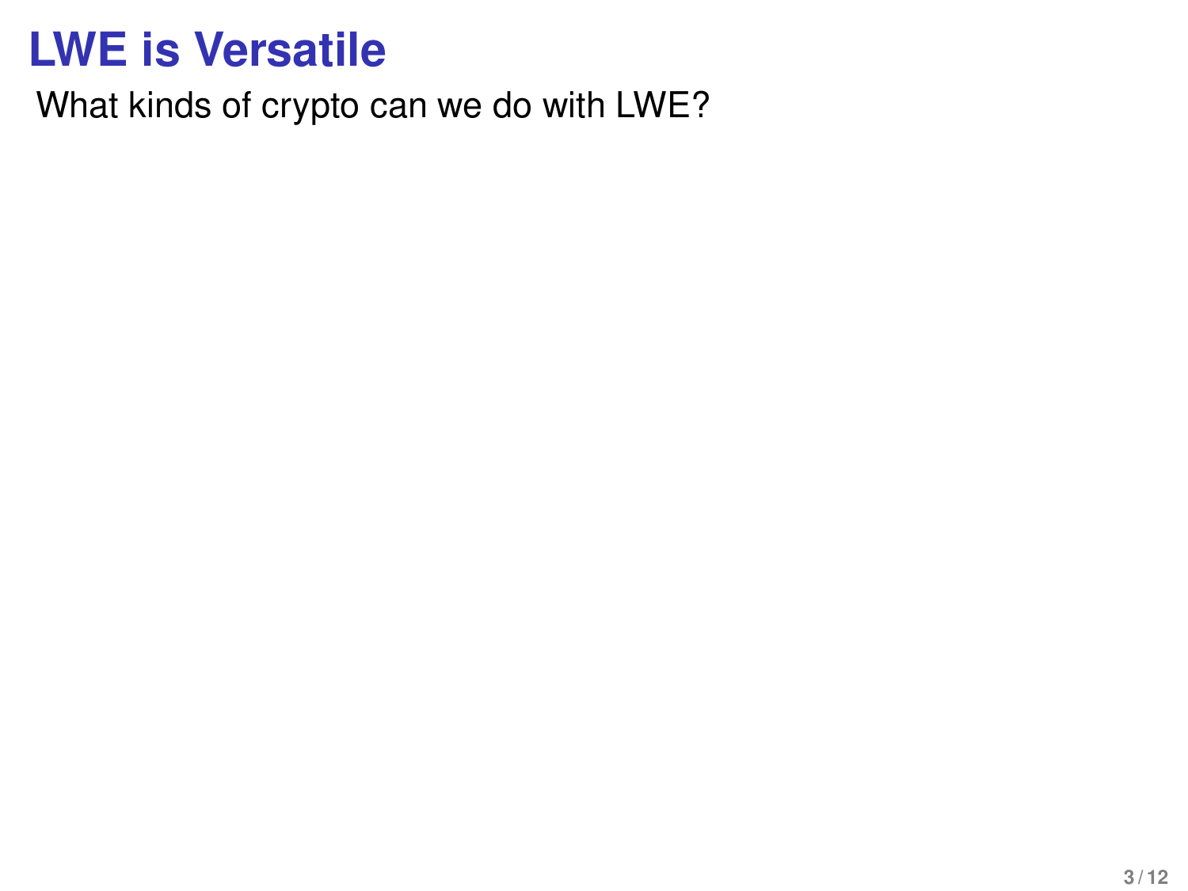# LWE is Versatile

What kinds of crypto can we do with LWE?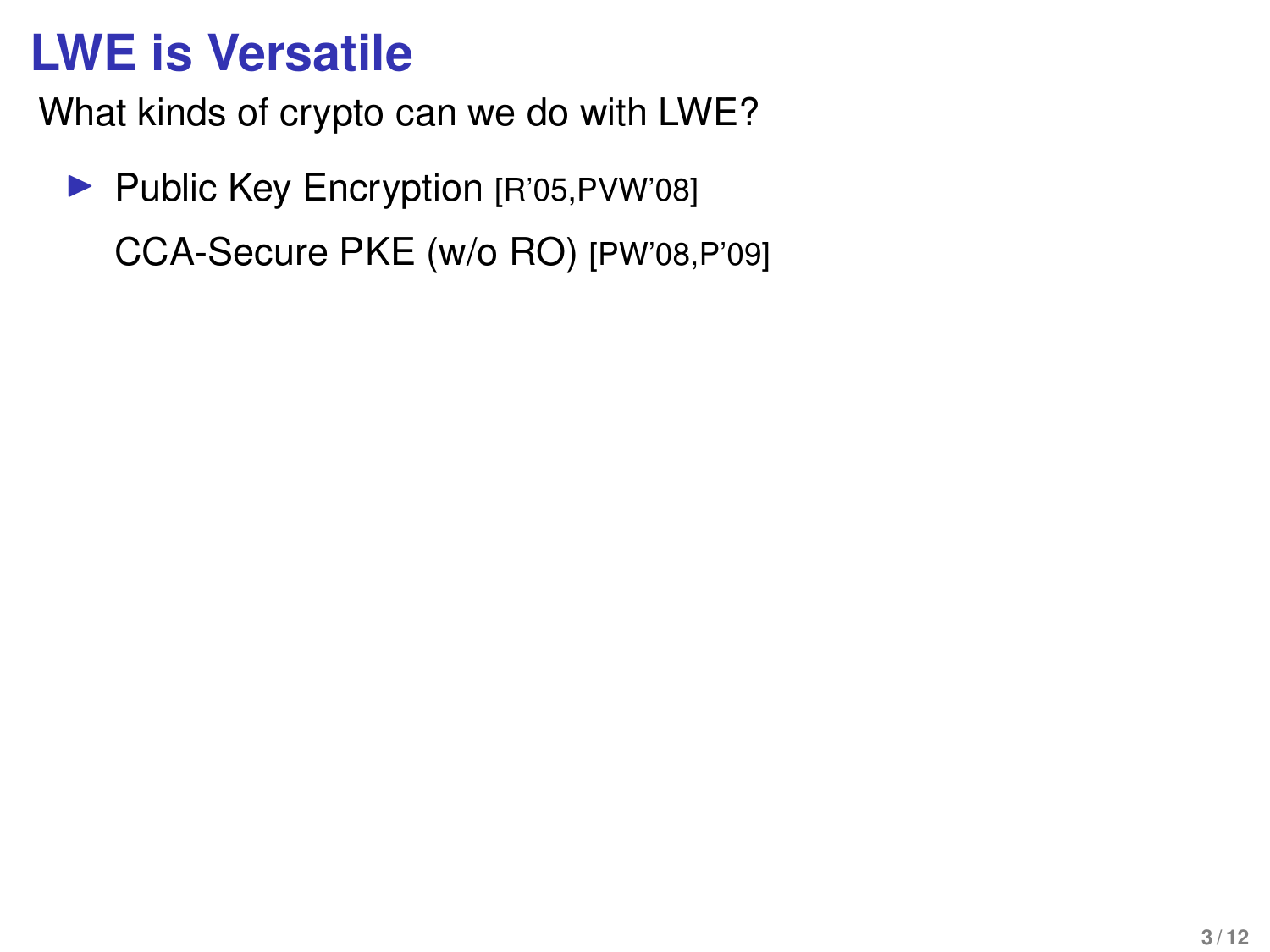# LWE is Versatile

What kinds of crypto can we do with LWE?

- Public Key Encryption [R'05,PVW'08]

  CCA-Secure PKE (w/o RO) [PW'08,P'09]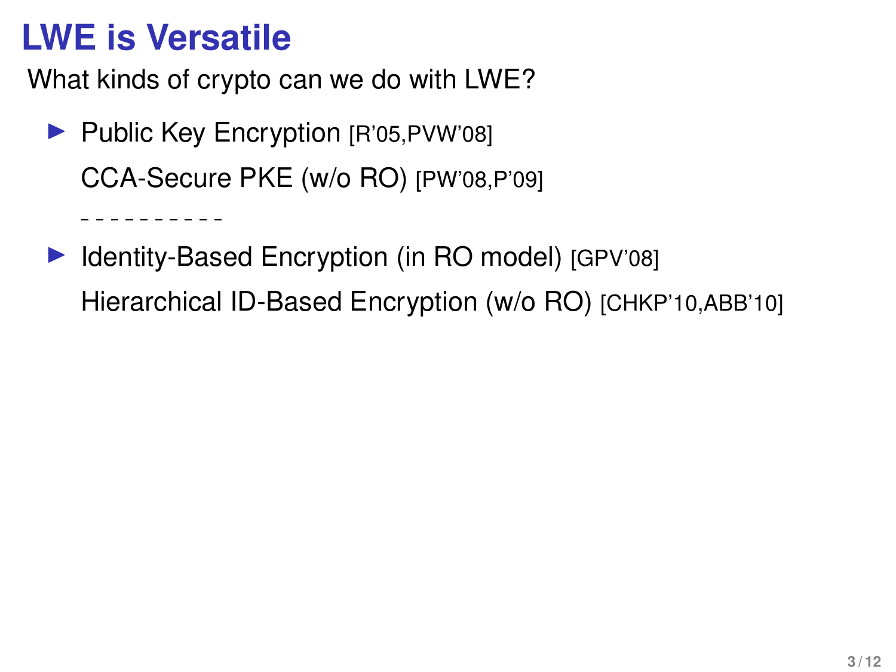# LWE is Versatile

What kinds of crypto can we do with LWE?

- Public Key Encryption [R'05,PVW'08]

  CCA-Secure PKE (w/o RO) [PW'08,P'09]

  - - - - - - - - - - -

- Identity-Based Encryption (in RO model) [GPV'08]

  Hierarchical ID-Based Encryption (w/o RO) [CHKP'10,ABB'10]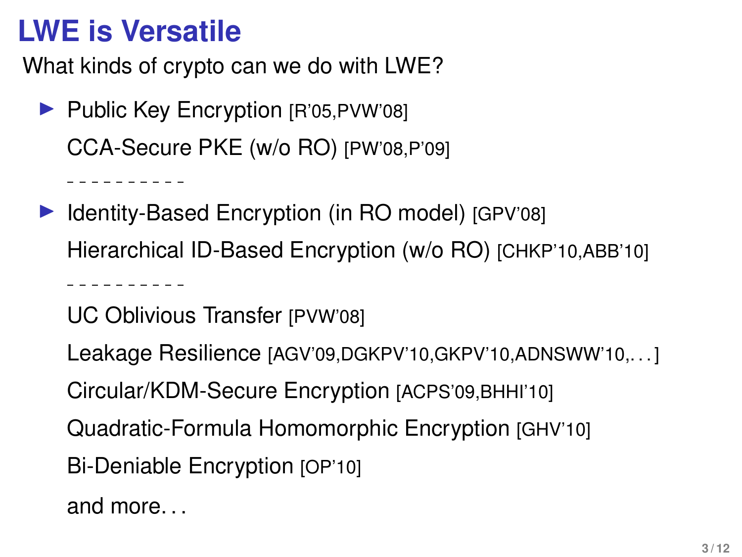# LWE is Versatile

What kinds of crypto can we do with LWE?

- Public Key Encryption [R'05,PVW'08]

  CCA-Secure PKE (w/o RO) [PW'08,P'09]

  - - - - - - - - - - -

- Identity-Based Encryption (in RO model) [GPV'08]

  Hierarchical ID-Based Encryption (w/o RO) [CHKP'10,ABB'10]

  - - - - - - - - - - -

  UC Oblivious Transfer [PVW'08]

  Leakage Resilience [AGV'09,DGKPV'10,GKPV'10,ADNSWW'10,. . . ]

  Circular/KDM-Secure Encryption [ACPS'09,BHHI'10]

  Quadratic-Formula Homomorphic Encryption [GHV'10]

  Bi-Deniable Encryption [OP'10]

  and more. . .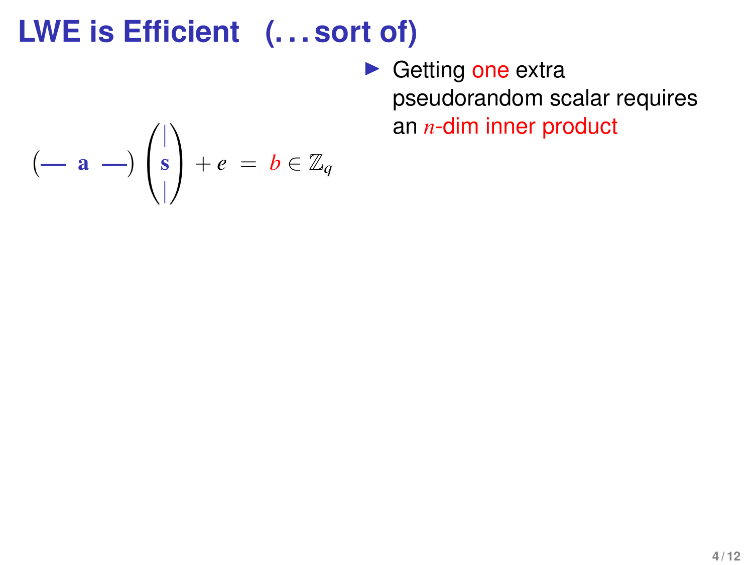# LWE is Efficient (. . . sort of)

$$\left(\text{— } \mathbf{a} \text{ —}\right) \begin{pmatrix} | \\ \mathbf{s} \\ | \end{pmatrix} + e \;=\; b \in \mathbb{Z}_q$$

- Getting one extra pseudorandom scalar requires an $n$-dim inner product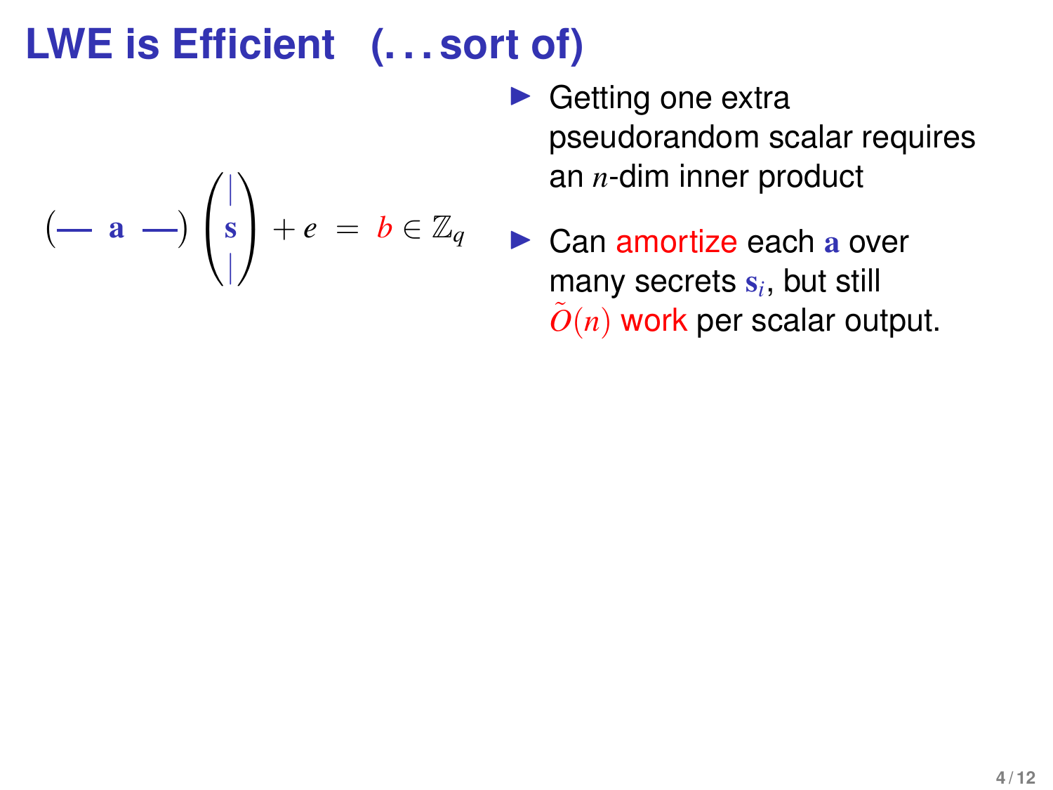# LWE is Efficient (...sort of)

$$\left( \text{—} \ \mathbf{a} \ \text{—} \right) \begin{pmatrix} | \\ \mathbf{s} \\ | \end{pmatrix} + e \ = \ b \in \mathbb{Z}_q$$

- Getting one extra pseudorandom scalar requires an $n$-dim inner product
- Can amortize each $\mathbf{a}$ over many secrets $\mathbf{s}_i$, but still $\tilde{O}(n)$ work per scalar output.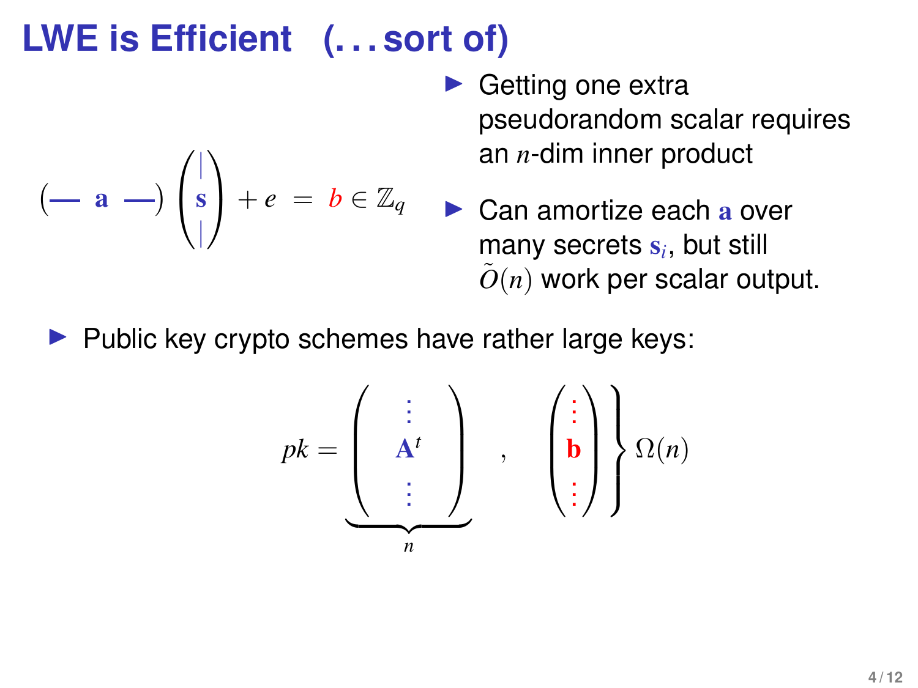# LWE is Efficient (. . . sort of)

$$(\text{— } \mathbf{a} \text{ —}) \begin{pmatrix} | \\ \mathbf{s} \\ | \end{pmatrix} + e = b \in \mathbb{Z}_q$$

- Getting one extra pseudorandom scalar requires an $n$-dim inner product
- Can amortize each $\mathbf{a}$ over many secrets $\mathbf{s}_i$, but still $\tilde{O}(n)$ work per scalar output.

- Public key crypto schemes have rather large keys:

$$pk = \underbrace{\begin{pmatrix} \vdots \\ \mathbf{A}^t \\ \vdots \end{pmatrix}}_{n}, \quad \left.\begin{pmatrix} \vdots \\ \mathbf{b} \\ \vdots \end{pmatrix}\right\} \Omega(n)$$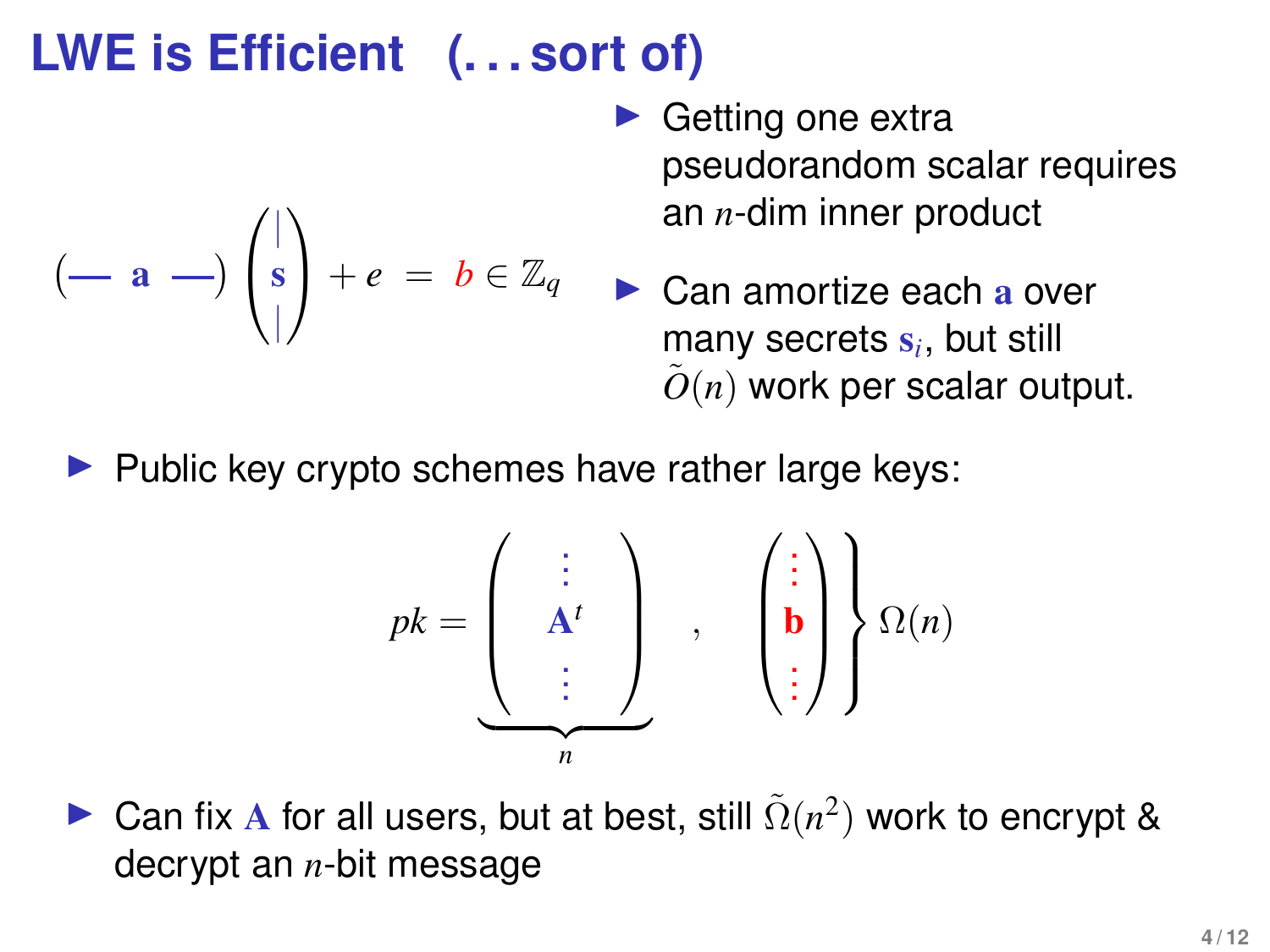# LWE is Efficient (...sort of)

$$\left( \text{—}\ \mathbf{a}\ \text{—} \right) \begin{pmatrix} | \\ \mathbf{s} \\ | \end{pmatrix} + e \ = \ b \in \mathbb{Z}_q$$

- Getting one extra pseudorandom scalar requires an $n$-dim inner product
- Can amortize each $\mathbf{a}$ over many secrets $\mathbf{s}_i$, but still $\tilde{O}(n)$ work per scalar output.

- Public key crypto schemes have rather large keys:

$$pk = \underbrace{\begin{pmatrix} \vdots \\ \mathbf{A}^t \\ \vdots \end{pmatrix}}_{n} \ , \quad \left.\begin{pmatrix} \vdots \\ \mathbf{b} \\ \vdots \end{pmatrix}\right\} \Omega(n)$$

- Can fix $\mathbf{A}$ for all users, but at best, still $\tilde{\Omega}(n^2)$ work to encrypt & decrypt an $n$-bit message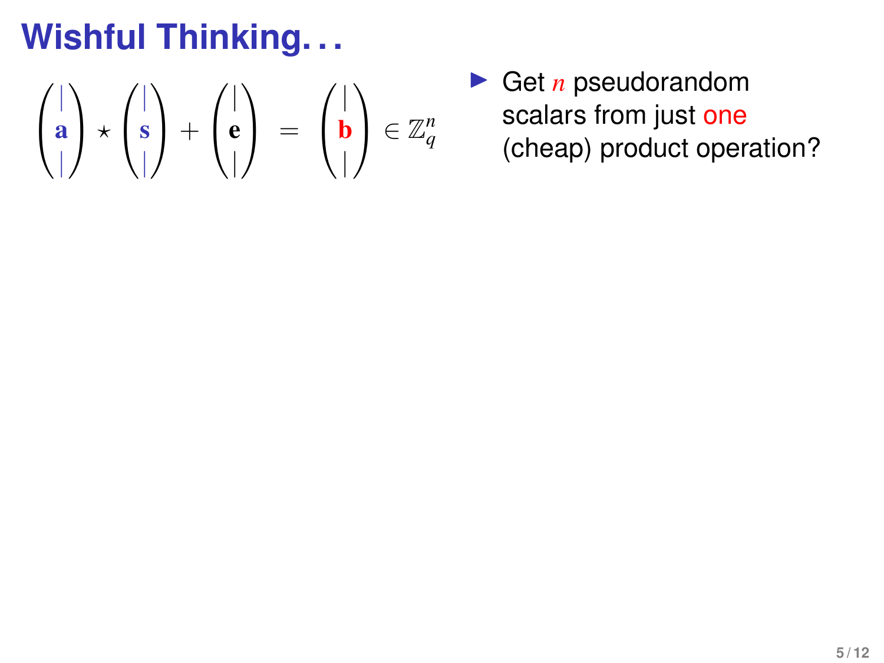# Wishful Thinking...

$$\begin{pmatrix} | \\ \mathbf{a} \\ | \end{pmatrix} \star \begin{pmatrix} | \\ \mathbf{s} \\ | \end{pmatrix} + \begin{pmatrix} | \\ \mathbf{e} \\ | \end{pmatrix} = \begin{pmatrix} | \\ \mathbf{b} \\ | \end{pmatrix} \in \mathbb{Z}_q^n$$

- Get $n$ pseudorandom scalars from just one (cheap) product operation?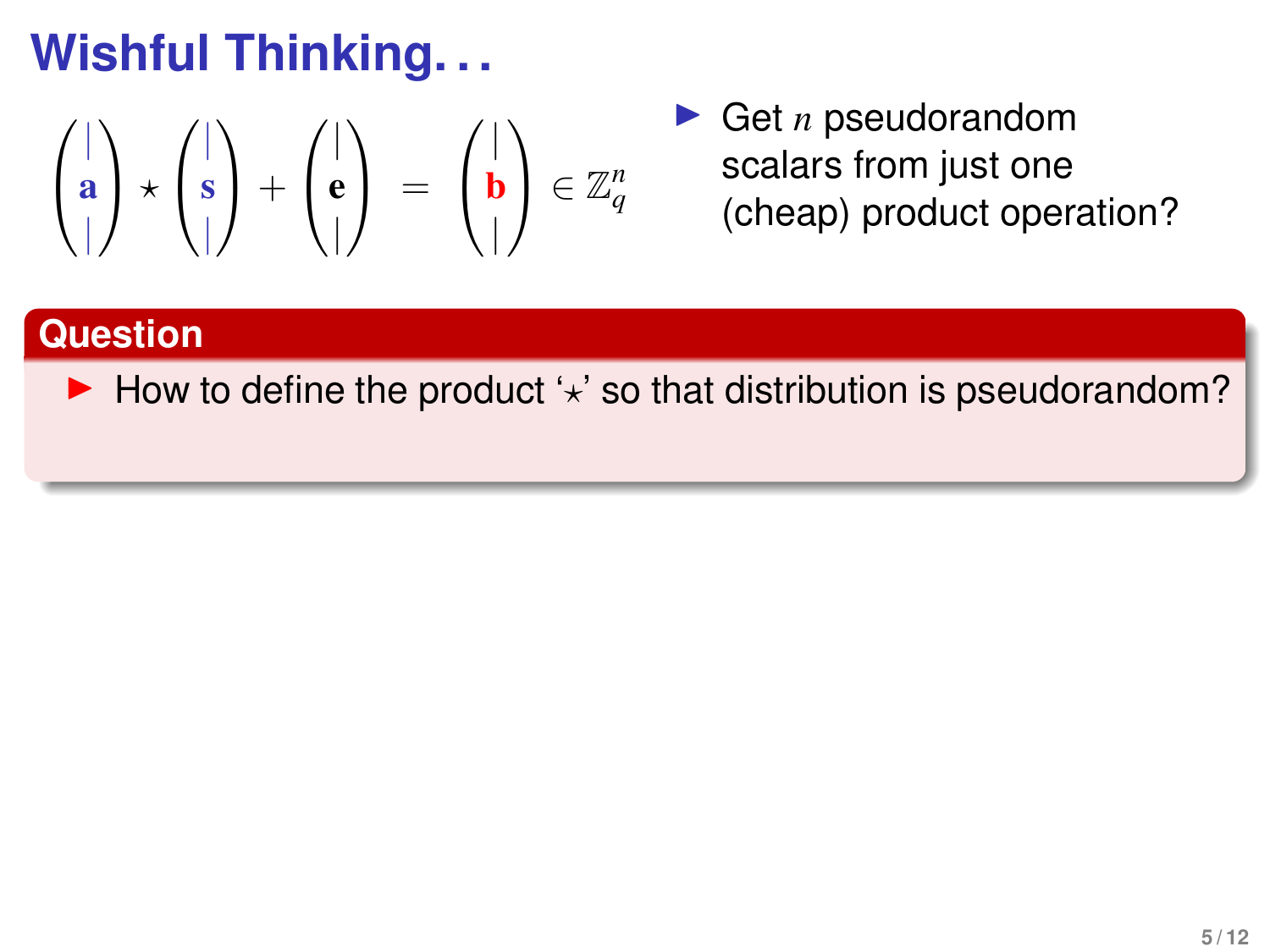# Wishful Thinking...

$$\begin{pmatrix} | \\ \mathbf{a} \\ | \end{pmatrix} \star \begin{pmatrix} | \\ \mathbf{s} \\ | \end{pmatrix} + \begin{pmatrix} | \\ \mathbf{e} \\ | \end{pmatrix} = \begin{pmatrix} | \\ \mathbf{b} \\ | \end{pmatrix} \in \mathbb{Z}_q^n$$

- Get $n$ pseudorandom scalars from just one (cheap) product operation?

## Question

- How to define the product '$\star$' so that distribution is pseudorandom?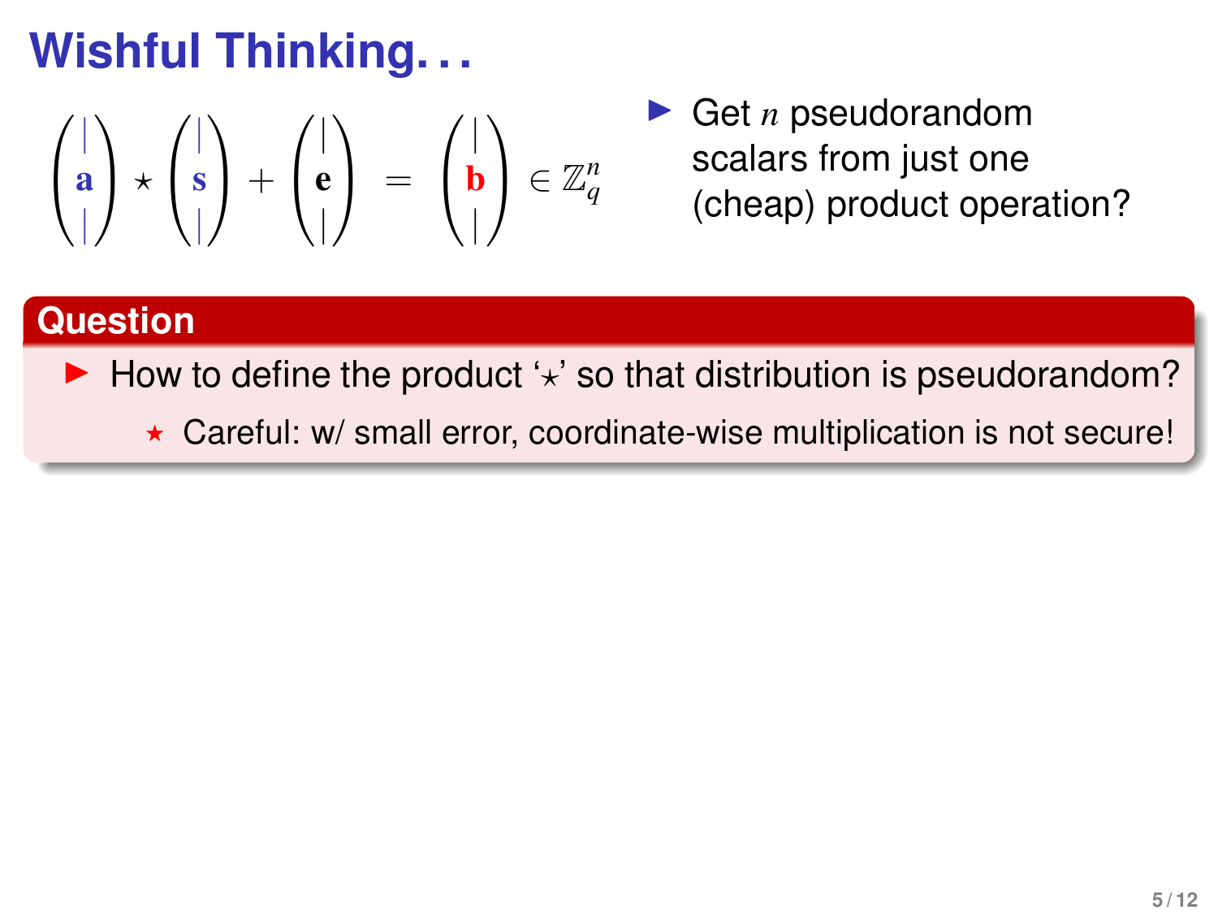# Wishful Thinking...

$$\begin{pmatrix} | \\ \mathbf{a} \\ | \end{pmatrix} \star \begin{pmatrix} | \\ \mathbf{s} \\ | \end{pmatrix} + \begin{pmatrix} | \\ \mathbf{e} \\ | \end{pmatrix} = \begin{pmatrix} | \\ \mathbf{b} \\ | \end{pmatrix} \in \mathbb{Z}_q^n$$

- Get $n$ pseudorandom scalars from just one (cheap) product operation?

## Question

- How to define the product '$\star$' so that distribution is pseudorandom?
  - Careful: w/ small error, coordinate-wise multiplication is not secure!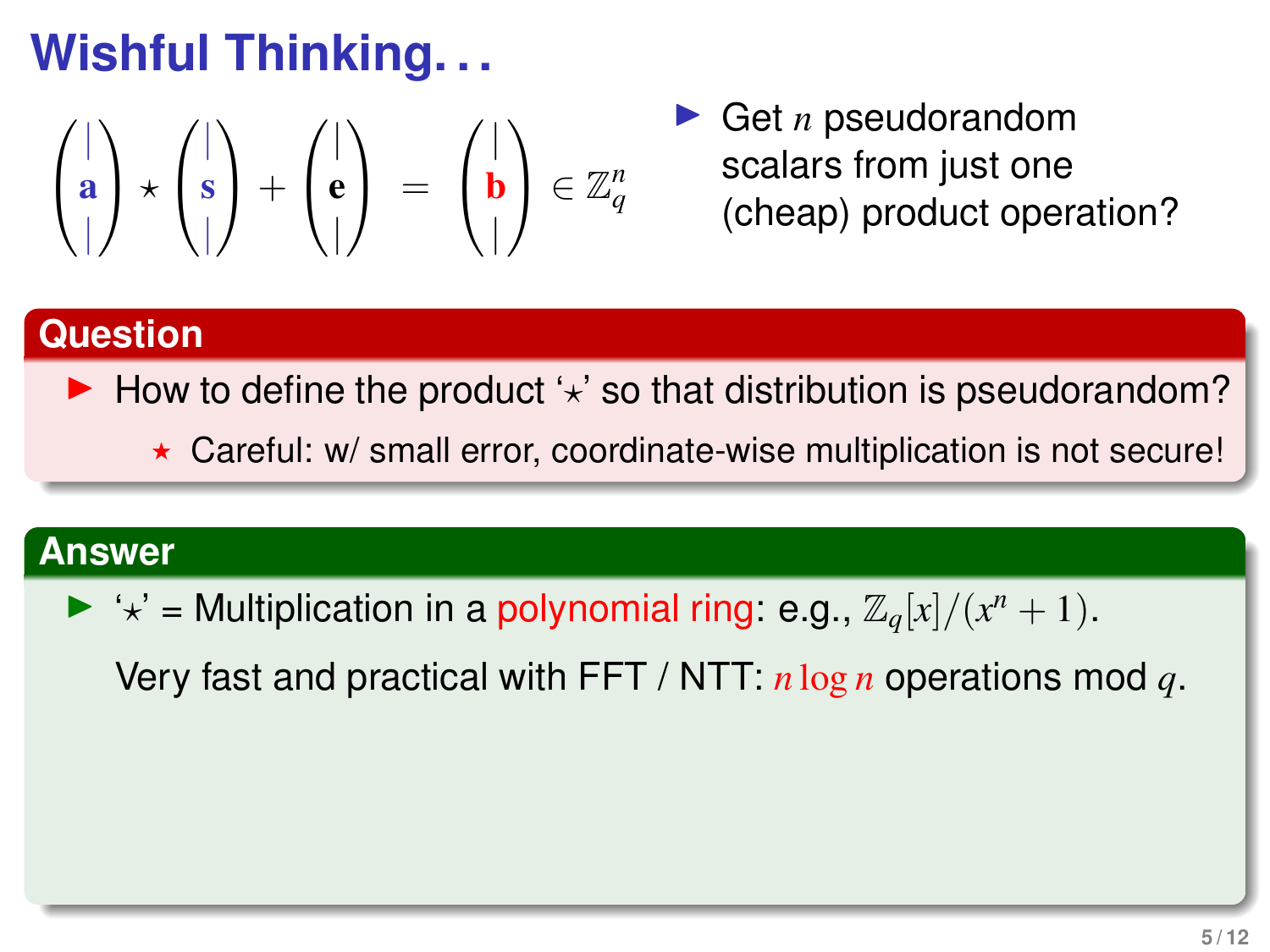# Wishful Thinking...

$$\begin{pmatrix} | \\ \mathbf{a} \\ | \end{pmatrix} \star \begin{pmatrix} | \\ \mathbf{s} \\ | \end{pmatrix} + \begin{pmatrix} | \\ \mathbf{e} \\ | \end{pmatrix} = \begin{pmatrix} | \\ \mathbf{b} \\ | \end{pmatrix} \in \mathbb{Z}_q^n$$

- Get $n$ pseudorandom scalars from just one (cheap) product operation?

## Question

- How to define the product '$\star$' so that distribution is pseudorandom?
  - Careful: w/ small error, coordinate-wise multiplication is not secure!

## Answer

- '$\star$' = Multiplication in a polynomial ring: e.g., $\mathbb{Z}_q[x]/(x^n + 1)$.

  Very fast and practical with FFT / NTT: $n \log n$ operations mod $q$.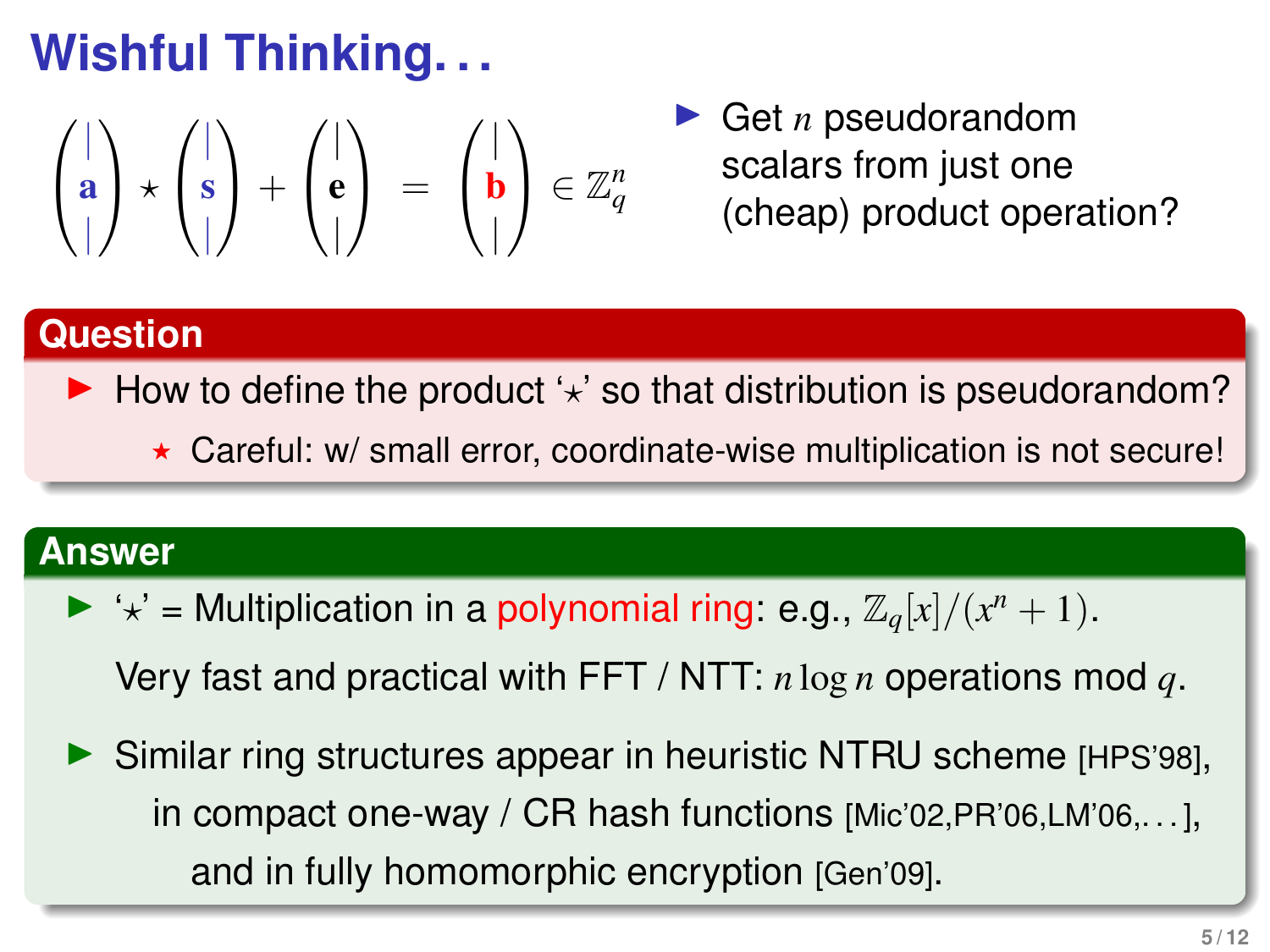# Wishful Thinking. . .

$$\begin{pmatrix} | \\ \mathbf{a} \\ | \end{pmatrix} \star \begin{pmatrix} | \\ \mathbf{s} \\ | \end{pmatrix} + \begin{pmatrix} | \\ \mathbf{e} \\ | \end{pmatrix} = \begin{pmatrix} | \\ \mathbf{b} \\ | \end{pmatrix} \in \mathbb{Z}_q^n$$

- Get $n$ pseudorandom scalars from just one (cheap) product operation?

## Question

- How to define the product '$\star$' so that distribution is pseudorandom?
  - Careful: w/ small error, coordinate-wise multiplication is not secure!

## Answer

- '$\star$' = Multiplication in a polynomial ring: e.g., $\mathbb{Z}_q[x]/(x^n + 1)$.

  Very fast and practical with FFT / NTT: $n \log n$ operations mod $q$.

- Similar ring structures appear in heuristic NTRU scheme [HPS'98], in compact one-way / CR hash functions [Mic'02,PR'06,LM'06,. . . ], and in fully homomorphic encryption [Gen'09].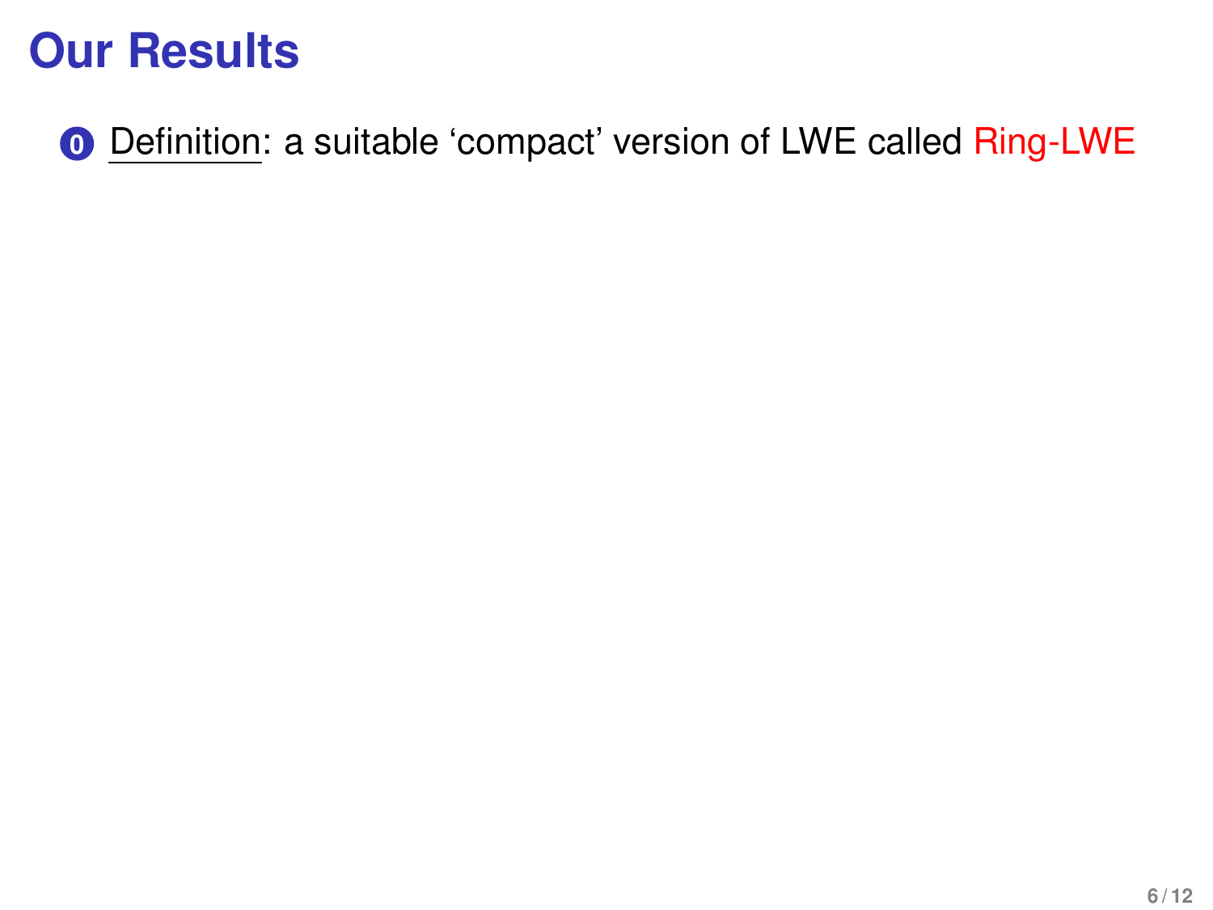# Our Results

0. Definition: a suitable 'compact' version of LWE called Ring-LWE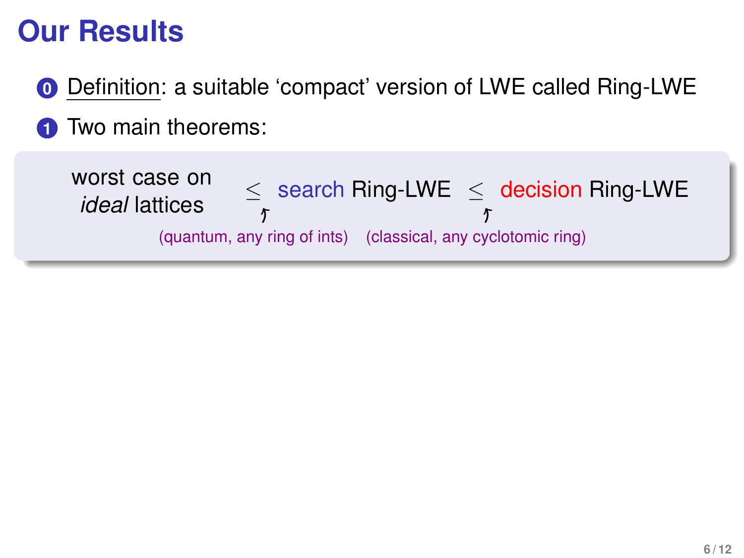# Our Results

0. Definition: a suitable 'compact' version of LWE called Ring-LWE
1. Two main theorems:

> worst case on *ideal* lattices $\leq$ search Ring-LWE $\leq$ decision Ring-LWE
>
> First $\leq$: (quantum, any ring of ints)
>
> Second $\leq$: (classical, any cyclotomic ring)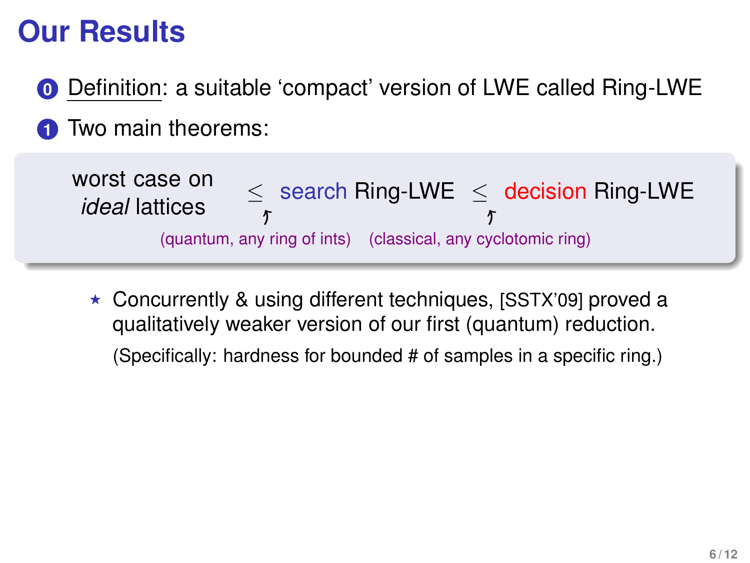# Our Results

0. Definition: a suitable 'compact' version of LWE called Ring-LWE
1. Two main theorems:

> worst case on *ideal* lattices $\leq$ search Ring-LWE $\leq$ decision Ring-LWE
>
> (quantum, any ring of ints) (classical, any cyclotomic ring)

- ⋆ Concurrently & using different techniques, [SSTX'09] proved a qualitatively weaker version of our first (quantum) reduction.

  (Specifically: hardness for bounded # of samples in a specific ring.)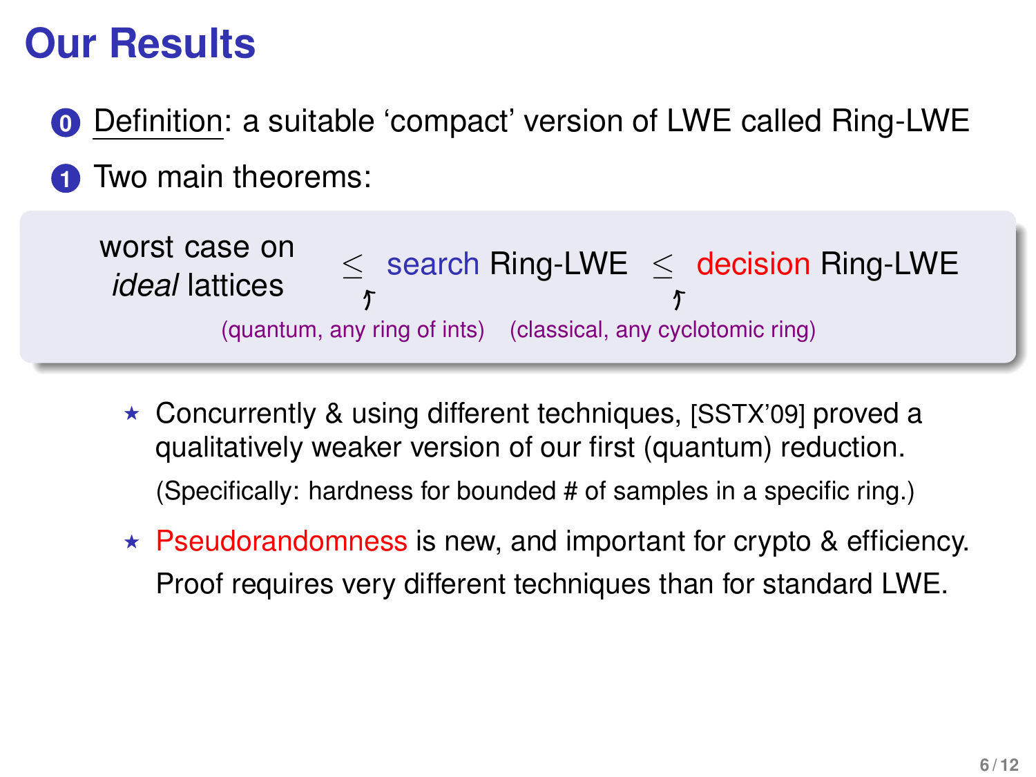# Our Results

0. Definition: a suitable 'compact' version of LWE called Ring-LWE
1. Two main theorems:

worst case on *ideal* lattices $\leq$ search Ring-LWE $\leq$ decision Ring-LWE

(quantum, any ring of ints) (classical, any cyclotomic ring)

- ⋆ Concurrently & using different techniques, [SSTX'09] proved a qualitatively weaker version of our first (quantum) reduction.

  (Specifically: hardness for bounded # of samples in a specific ring.)

- ⋆ Pseudorandomness is new, and important for crypto & efficiency.

  Proof requires very different techniques than for standard LWE.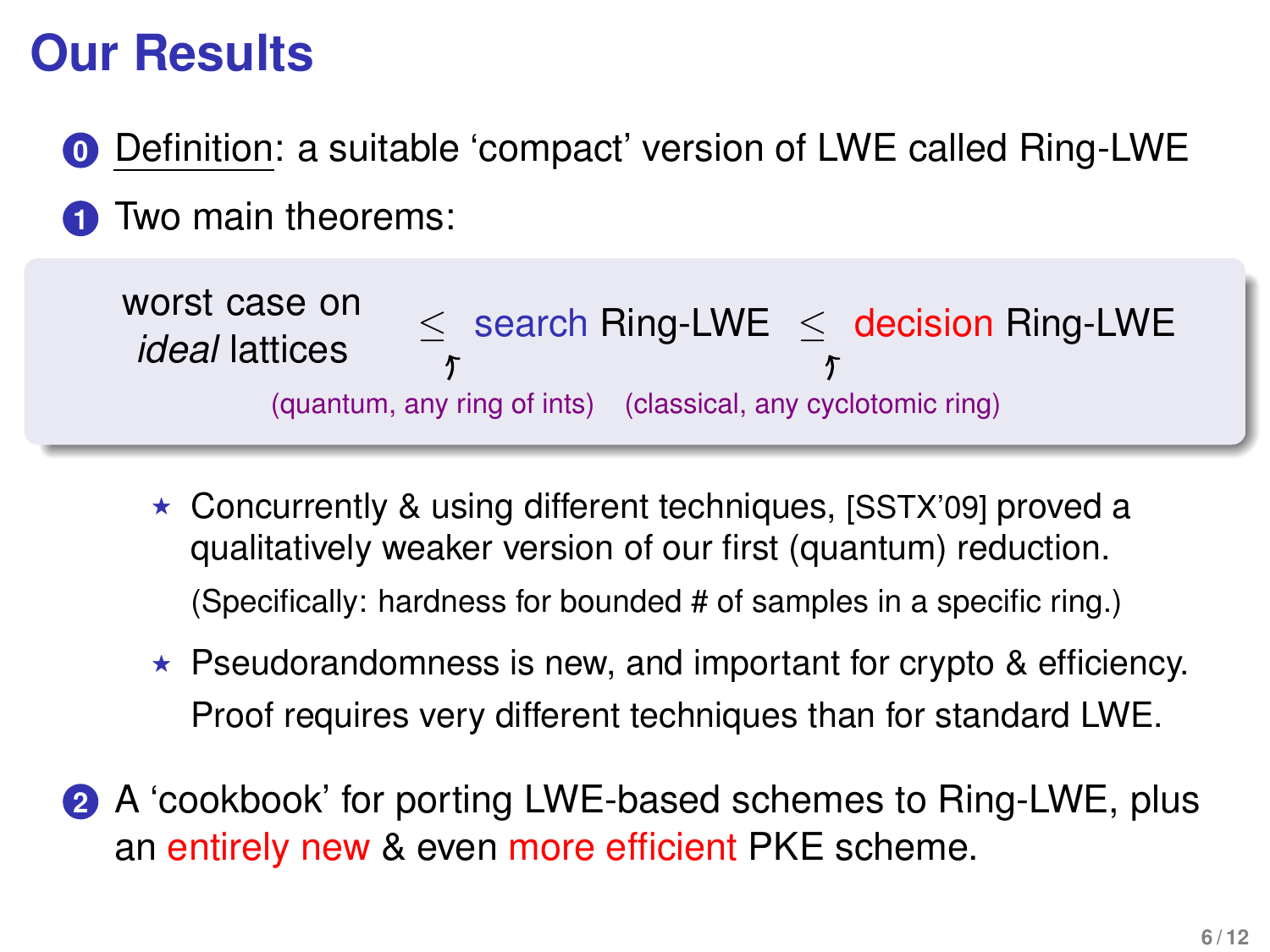# Our Results

0. Definition: a suitable 'compact' version of LWE called Ring-LWE

1. Two main theorems:

   worst case on *ideal* lattices $\leq$ search Ring-LWE $\leq$ decision Ring-LWE

   (quantum, any ring of ints) (classical, any cyclotomic ring)

   - ⋆ Concurrently & using different techniques, [SSTX'09] proved a qualitatively weaker version of our first (quantum) reduction.

     (Specifically: hardness for bounded # of samples in a specific ring.)

   - ⋆ Pseudorandomness is new, and important for crypto & efficiency. Proof requires very different techniques than for standard LWE.

2. A 'cookbook' for porting LWE-based schemes to Ring-LWE, plus an entirely new & even more efficient PKE scheme.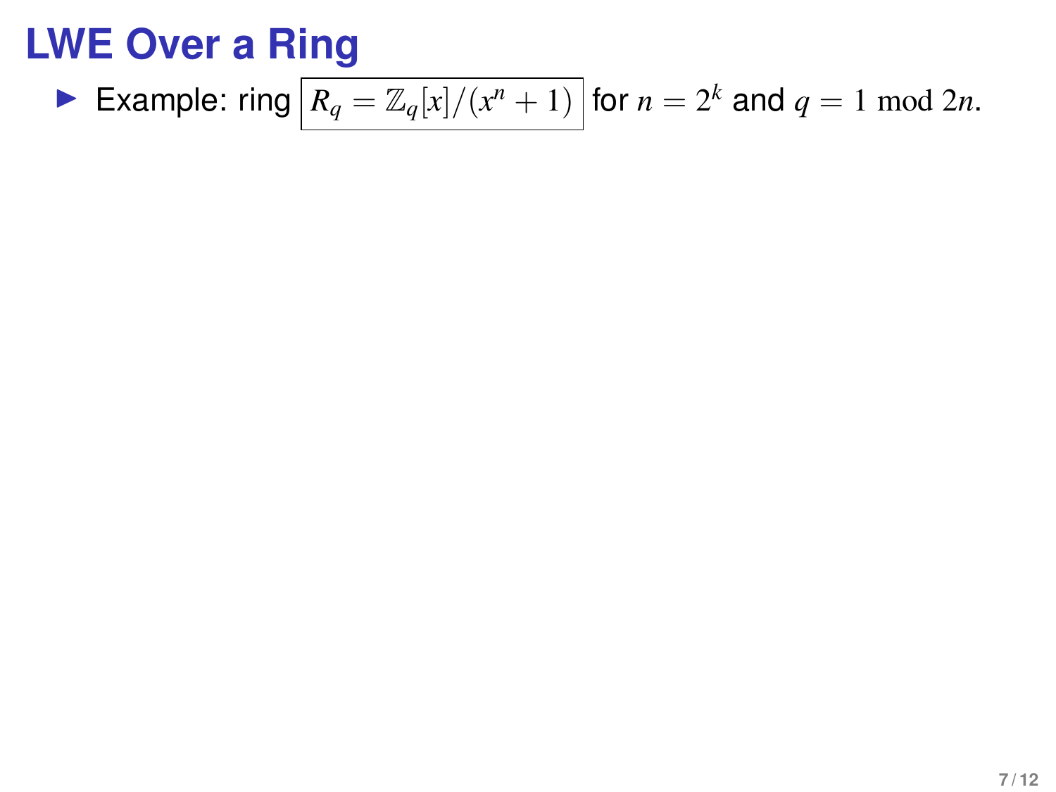# LWE Over a Ring

- Example: ring $\boxed{R_q = \mathbb{Z}_q[x]/(x^n + 1)}$ for $n = 2^k$ and $q = 1 \bmod 2n$.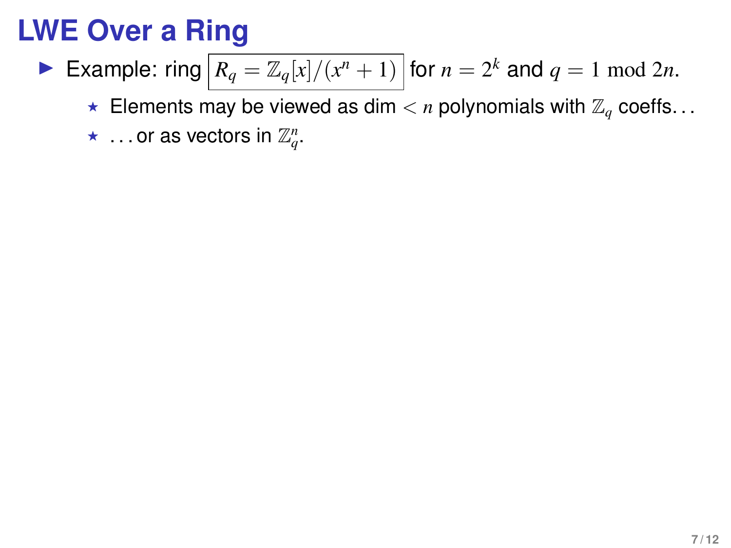# LWE Over a Ring

- Example: ring $\boxed{R_q = \mathbb{Z}_q[x]/(x^n + 1)}$ for $n = 2^k$ and $q = 1 \bmod 2n$.
  - Elements may be viewed as dim $< n$ polynomials with $\mathbb{Z}_q$ coeffs...
  - ...or as vectors in $\mathbb{Z}_q^n$.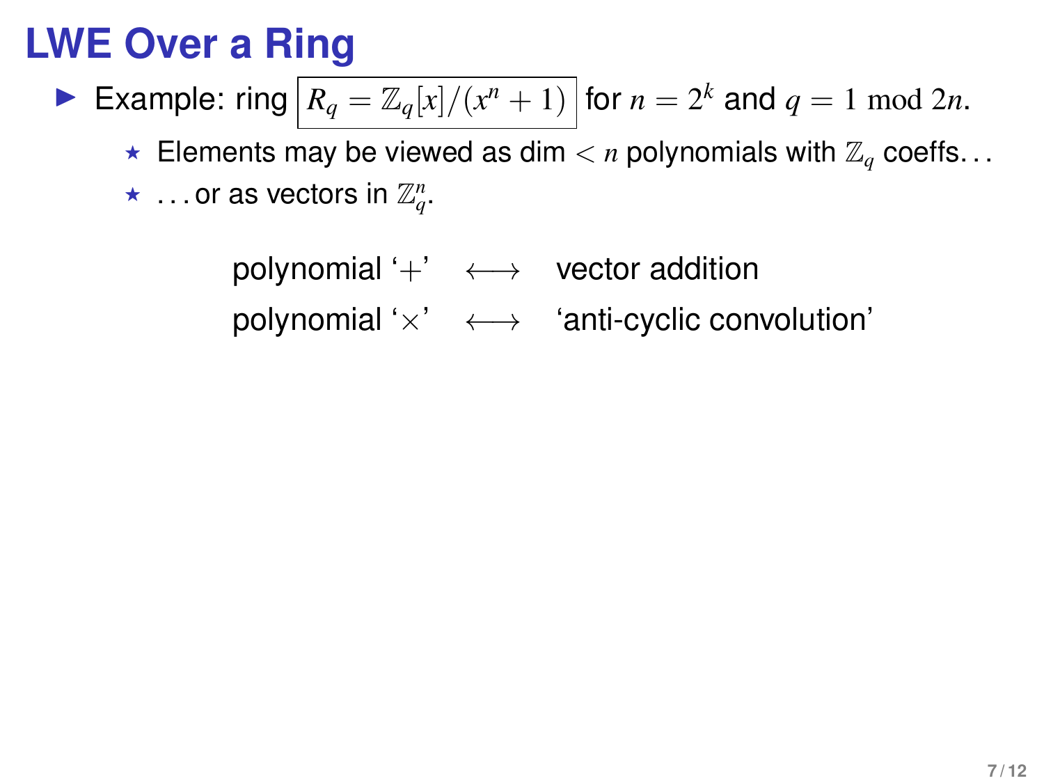# LWE Over a Ring

- Example: ring $\boxed{R_q = \mathbb{Z}_q[x]/(x^n + 1)}$ for $n = 2^k$ and $q = 1 \bmod 2n$.
  - ⋆ Elements may be viewed as dim $< n$ polynomials with $\mathbb{Z}_q$ coeffs...
  - ⋆ ...or as vectors in $\mathbb{Z}_q^n$.

| | | |
|---|---|---|
| polynomial '$+$' | $\longleftrightarrow$ | vector addition |
| polynomial '$\times$' | $\longleftrightarrow$ | 'anti-cyclic convolution' |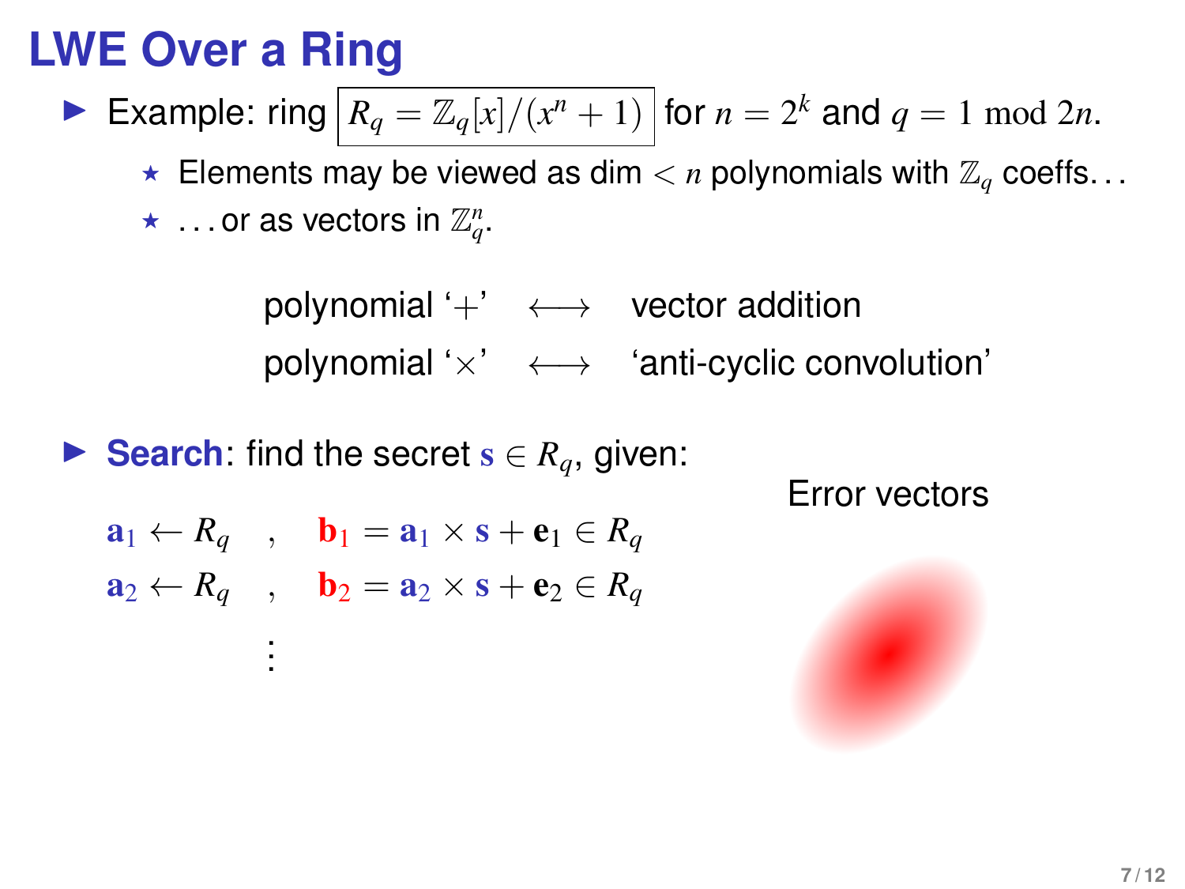# LWE Over a Ring

- Example: ring $\boxed{R_q = \mathbb{Z}_q[x]/(x^n + 1)}$ for $n = 2^k$ and $q = 1 \bmod 2n$.
  - Elements may be viewed as dim $< n$ polynomials with $\mathbb{Z}_q$ coeffs...
  - ...or as vectors in $\mathbb{Z}_q^n$.

| | | |
|---|---|---|
| polynomial '$+$' | $\longleftrightarrow$ | vector addition |
| polynomial '$\times$' | $\longleftrightarrow$ | 'anti-cyclic convolution' |

- **Search**: find the secret $\mathbf{s} \in R_q$, given:

$$\mathbf{a}_1 \leftarrow R_q \quad , \quad \mathbf{b}_1 = \mathbf{a}_1 \times \mathbf{s} + \mathbf{e}_1 \in R_q$$

$$\mathbf{a}_2 \leftarrow R_q \quad , \quad \mathbf{b}_2 = \mathbf{a}_2 \times \mathbf{s} + \mathbf{e}_2 \in R_q$$

$$\vdots$$

Error vectors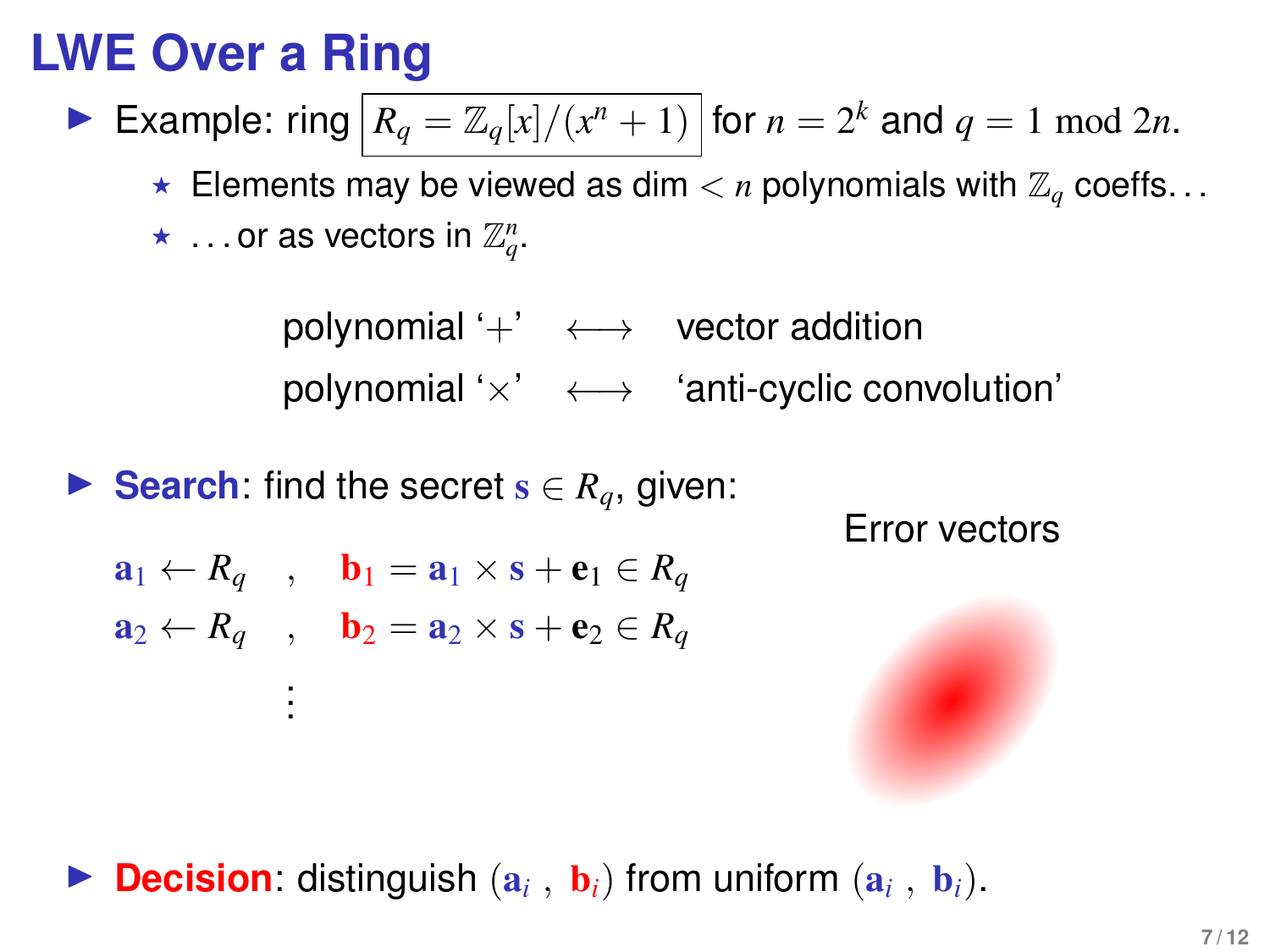# LWE Over a Ring

- Example: ring $R_q = \mathbb{Z}_q[x]/(x^n + 1)$ for $n = 2^k$ and $q = 1 \bmod 2n$.
  - Elements may be viewed as dim $< n$ polynomials with $\mathbb{Z}_q$ coeffs...
  - ...or as vectors in $\mathbb{Z}_q^n$.

| | | |
|---|---|---|
| polynomial '$+$' | $\longleftrightarrow$ | vector addition |
| polynomial '$\times$' | $\longleftrightarrow$ | 'anti-cyclic convolution' |

- **Search**: find the secret $\mathbf{s} \in R_q$, given:

$$\mathbf{a}_1 \leftarrow R_q \quad , \quad \mathbf{b}_1 = \mathbf{a}_1 \times \mathbf{s} + \mathbf{e}_1 \in R_q$$

$$\mathbf{a}_2 \leftarrow R_q \quad , \quad \mathbf{b}_2 = \mathbf{a}_2 \times \mathbf{s} + \mathbf{e}_2 \in R_q$$

$$\vdots$$

Error vectors

- **Decision**: distinguish $(\mathbf{a}_i\ ,\ \mathbf{b}_i)$ from uniform $(\mathbf{a}_i\ ,\ \mathbf{b}_i)$.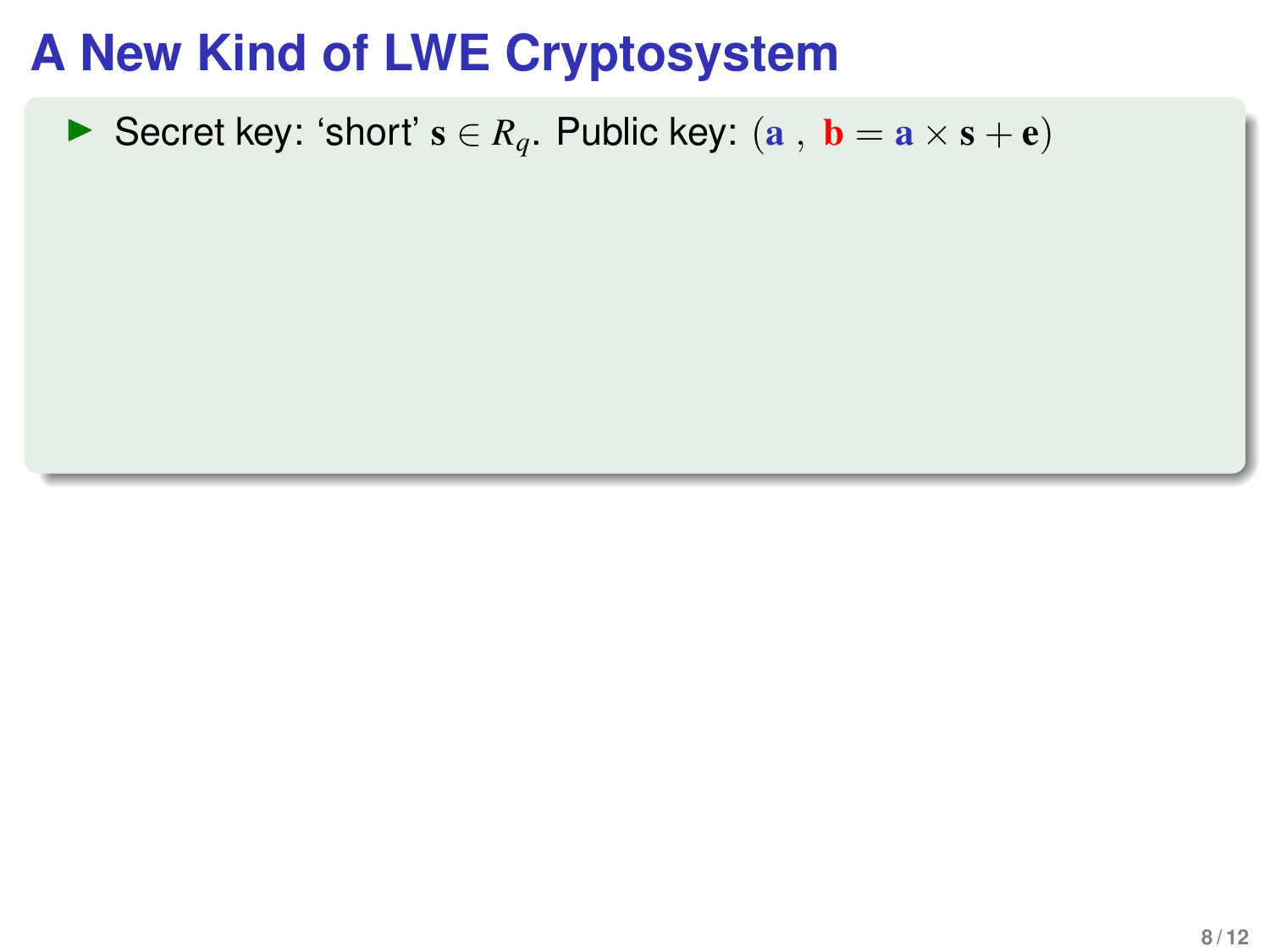# A New Kind of LWE Cryptosystem

- Secret key: 'short' $\mathbf{s} \in R_q$. Public key: $(\mathbf{a}\ ,\ \mathbf{b} = \mathbf{a} \times \mathbf{s} + \mathbf{e})$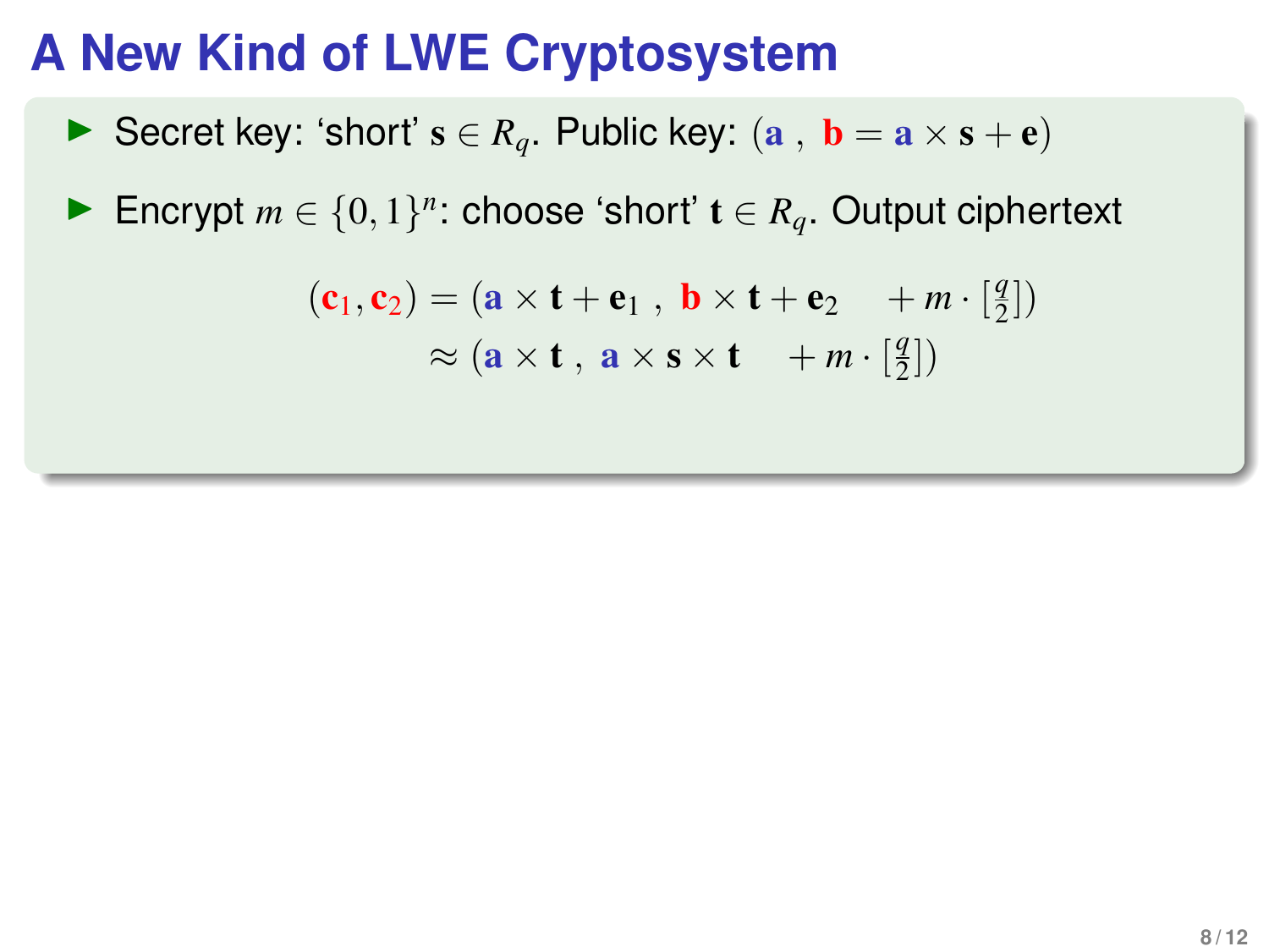# A New Kind of LWE Cryptosystem

- Secret key: 'short' $\mathbf{s} \in R_q$. Public key: $(\mathbf{a}\ ,\ \mathbf{b} = \mathbf{a} \times \mathbf{s} + \mathbf{e})$
- Encrypt $m \in \{0,1\}^n$: choose 'short' $\mathbf{t} \in R_q$. Output ciphertext

$$
\begin{aligned}
(\mathbf{c}_1, \mathbf{c}_2) &= (\mathbf{a} \times \mathbf{t} + \mathbf{e}_1\ ,\ \mathbf{b} \times \mathbf{t} + \mathbf{e}_2 \quad + m \cdot [\tfrac{q}{2}]) \\
&\approx (\mathbf{a} \times \mathbf{t}\ ,\ \mathbf{a} \times \mathbf{s} \times \mathbf{t} \quad + m \cdot [\tfrac{q}{2}])
\end{aligned}
$$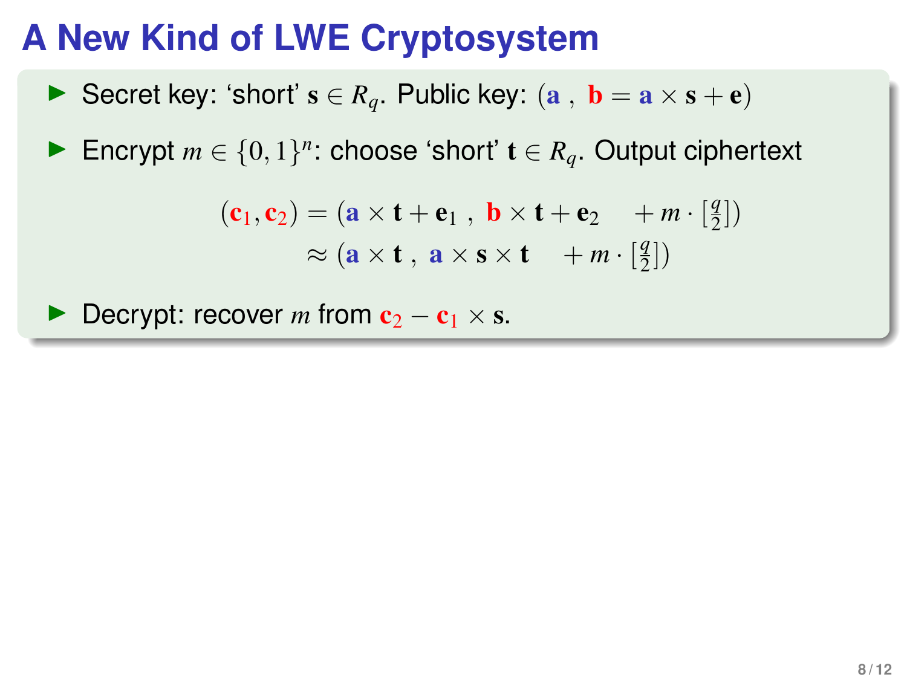# A New Kind of LWE Cryptosystem

- Secret key: 'short' $\mathbf{s} \in R_q$. Public key: $(\mathbf{a}\ ,\ \mathbf{b} = \mathbf{a} \times \mathbf{s} + \mathbf{e})$
- Encrypt $m \in \{0,1\}^n$: choose 'short' $\mathbf{t} \in R_q$. Output ciphertext

$$
\begin{aligned}
(\mathbf{c}_1, \mathbf{c}_2) &= (\mathbf{a} \times \mathbf{t} + \mathbf{e}_1\ ,\ \mathbf{b} \times \mathbf{t} + \mathbf{e}_2 \quad + m \cdot [\tfrac{q}{2}]) \\
&\approx (\mathbf{a} \times \mathbf{t}\ ,\ \mathbf{a} \times \mathbf{s} \times \mathbf{t} \quad + m \cdot [\tfrac{q}{2}])
\end{aligned}
$$

- Decrypt: recover $m$ from $\mathbf{c}_2 - \mathbf{c}_1 \times \mathbf{s}$.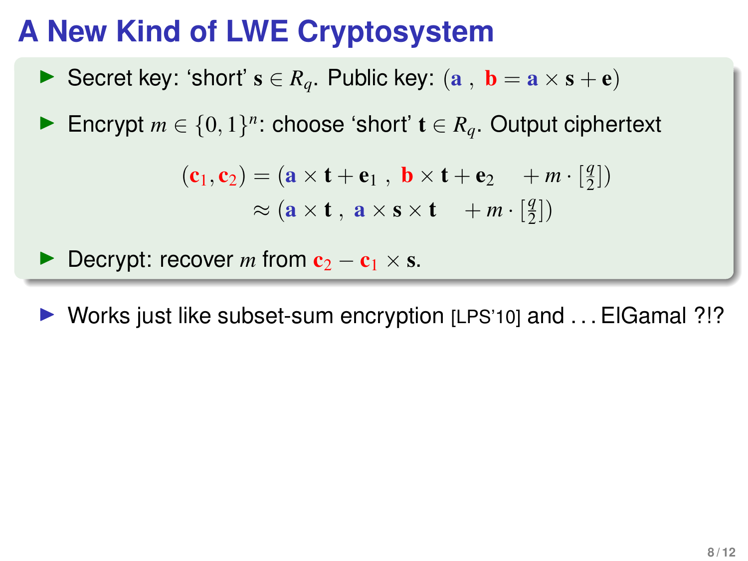# A New Kind of LWE Cryptosystem

- Secret key: 'short' $\mathbf{s} \in R_q$. Public key: $(\mathbf{a}\ ,\ \mathbf{b} = \mathbf{a} \times \mathbf{s} + \mathbf{e})$
- Encrypt $m \in \{0,1\}^n$: choose 'short' $\mathbf{t} \in R_q$. Output ciphertext

$$
\begin{aligned}
(\mathbf{c}_1, \mathbf{c}_2) &= (\mathbf{a} \times \mathbf{t} + \mathbf{e}_1\ ,\ \mathbf{b} \times \mathbf{t} + \mathbf{e}_2 \quad + m \cdot [\tfrac{q}{2}]) \\
&\approx (\mathbf{a} \times \mathbf{t}\ ,\ \mathbf{a} \times \mathbf{s} \times \mathbf{t} \quad + m \cdot [\tfrac{q}{2}])
\end{aligned}
$$

- Decrypt: recover $m$ from $\mathbf{c}_2 - \mathbf{c}_1 \times \mathbf{s}$.

- Works just like subset-sum encryption [LPS'10] and . . . ElGamal ?!?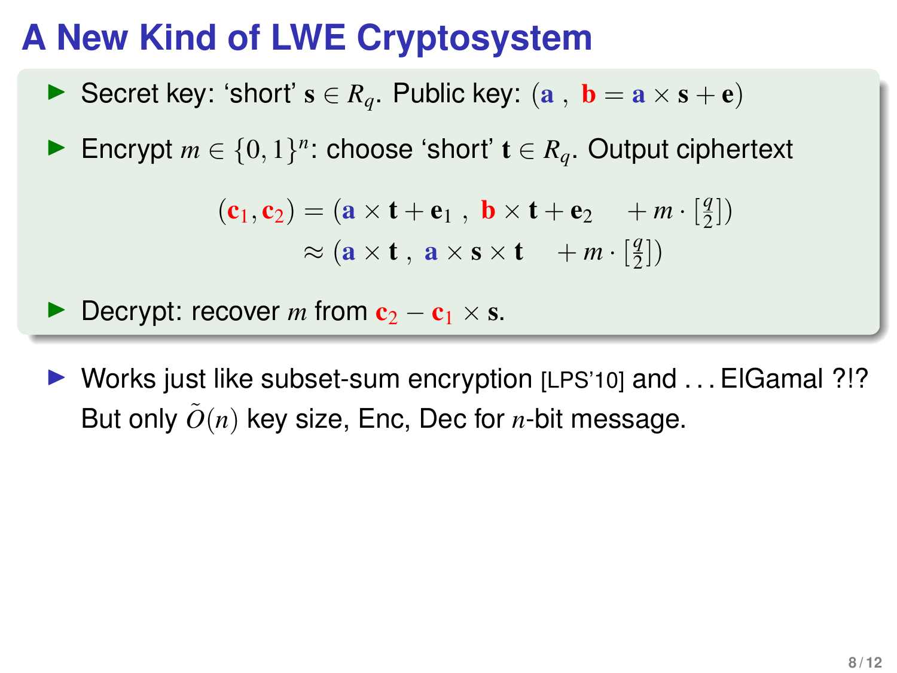# A New Kind of LWE Cryptosystem

- Secret key: 'short' $\mathbf{s} \in R_q$. Public key: $(\mathbf{a}\ ,\ \mathbf{b} = \mathbf{a} \times \mathbf{s} + \mathbf{e})$
- Encrypt $m \in \{0,1\}^n$: choose 'short' $\mathbf{t} \in R_q$. Output ciphertext

$$
\begin{aligned}
(\mathbf{c}_1, \mathbf{c}_2) &= (\mathbf{a} \times \mathbf{t} + \mathbf{e}_1\ ,\ \mathbf{b} \times \mathbf{t} + \mathbf{e}_2 \quad + m \cdot [\tfrac{q}{2}]) \\
&\approx (\mathbf{a} \times \mathbf{t}\ ,\ \mathbf{a} \times \mathbf{s} \times \mathbf{t} \quad + m \cdot [\tfrac{q}{2}])
\end{aligned}
$$

- Decrypt: recover $m$ from $\mathbf{c}_2 - \mathbf{c}_1 \times \mathbf{s}$.

- Works just like subset-sum encryption [LPS'10] and . . . ElGamal ?!?
  But only $\tilde{O}(n)$ key size, Enc, Dec for $n$-bit message.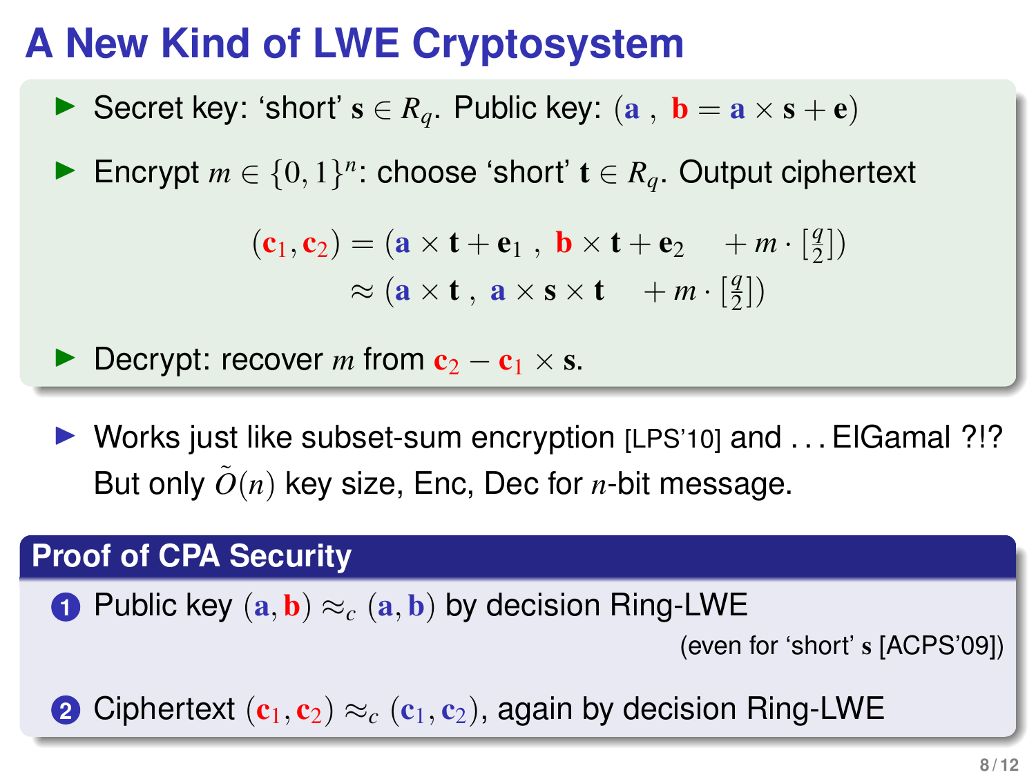# A New Kind of LWE Cryptosystem

- Secret key: 'short' $\mathbf{s} \in R_q$. Public key: $(\mathbf{a}\ ,\ \mathbf{b} = \mathbf{a} \times \mathbf{s} + \mathbf{e})$
- Encrypt $m \in \{0,1\}^n$: choose 'short' $\mathbf{t} \in R_q$. Output ciphertext

$$(\mathbf{c}_1, \mathbf{c}_2) = (\mathbf{a} \times \mathbf{t} + \mathbf{e}_1\ ,\ \mathbf{b} \times \mathbf{t} + \mathbf{e}_2 \quad + m \cdot [\tfrac{q}{2}])$$
$$\approx (\mathbf{a} \times \mathbf{t}\ ,\ \mathbf{a} \times \mathbf{s} \times \mathbf{t} \quad + m \cdot [\tfrac{q}{2}])$$

- Decrypt: recover $m$ from $\mathbf{c}_2 - \mathbf{c}_1 \times \mathbf{s}$.

- Works just like subset-sum encryption [LPS'10] and ... ElGamal ?!? But only $\tilde{O}(n)$ key size, Enc, Dec for $n$-bit message.

## Proof of CPA Security

1. Public key $(\mathbf{a}, \mathbf{b}) \approx_c (\mathbf{a}, \mathbf{b})$ by decision Ring-LWE
   (even for 'short' $\mathbf{s}$ [ACPS'09])
2. Ciphertext $(\mathbf{c}_1, \mathbf{c}_2) \approx_c (\mathbf{c}_1, \mathbf{c}_2)$, again by decision Ring-LWE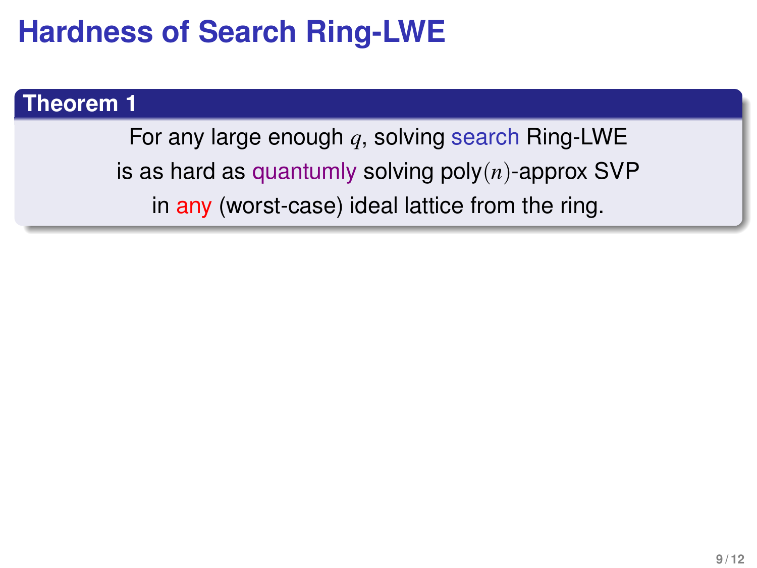# Hardness of Search Ring-LWE

**Theorem 1**

For any large enough $q$, solving search Ring-LWE is as hard as quantumly solving poly$(n)$-approx SVP in any (worst-case) ideal lattice from the ring.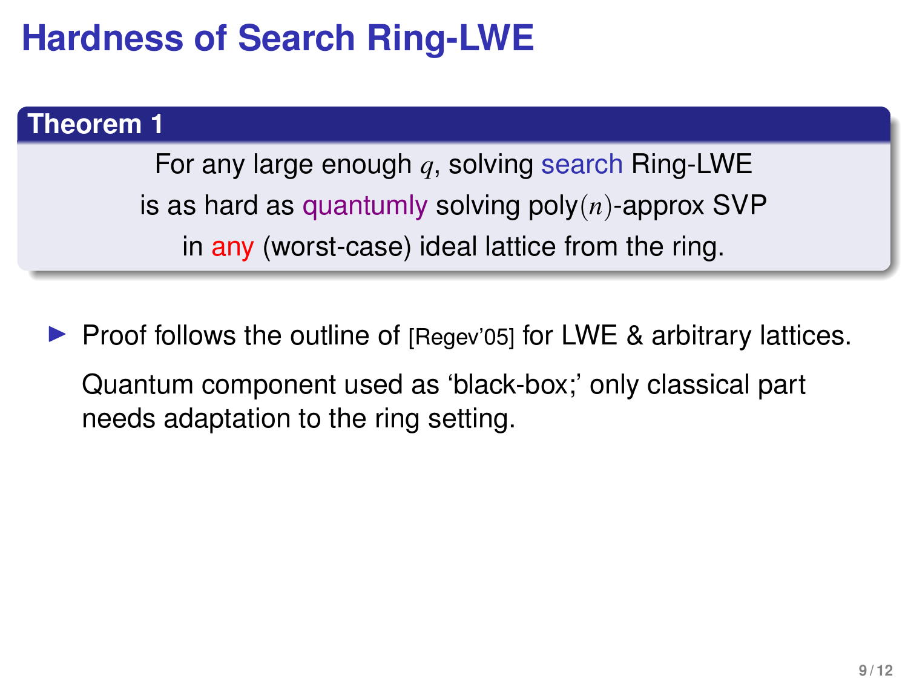# Hardness of Search Ring-LWE

**Theorem 1**

For any large enough $q$, solving search Ring-LWE is as hard as quantumly solving poly$(n)$-approx SVP in any (worst-case) ideal lattice from the ring.

- Proof follows the outline of [Regev'05] for LWE & arbitrary lattices.

  Quantum component used as 'black-box;' only classical part needs adaptation to the ring setting.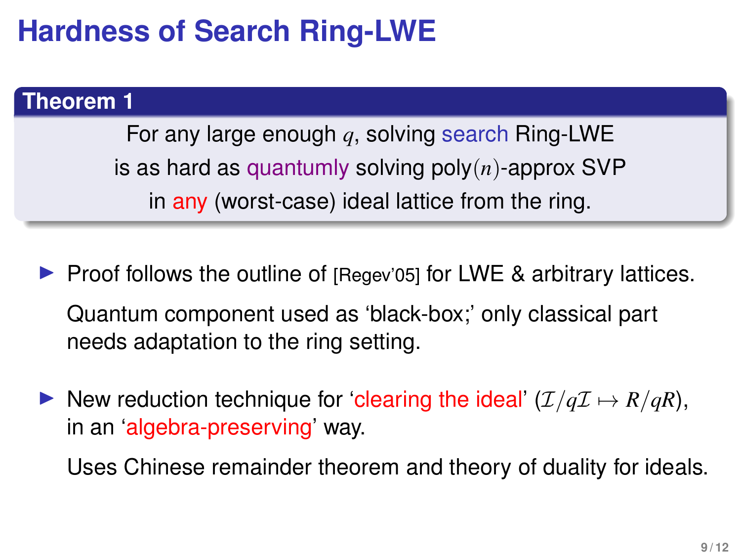# Hardness of Search Ring-LWE

**Theorem 1**

For any large enough $q$, solving search Ring-LWE is as hard as quantumly solving poly$(n)$-approx SVP in any (worst-case) ideal lattice from the ring.

- Proof follows the outline of [Regev'05] for LWE & arbitrary lattices.

  Quantum component used as 'black-box;' only classical part needs adaptation to the ring setting.

- New reduction technique for 'clearing the ideal' ($\mathcal{I}/q\mathcal{I} \mapsto R/qR$), in an 'algebra-preserving' way.

  Uses Chinese remainder theorem and theory of duality for ideals.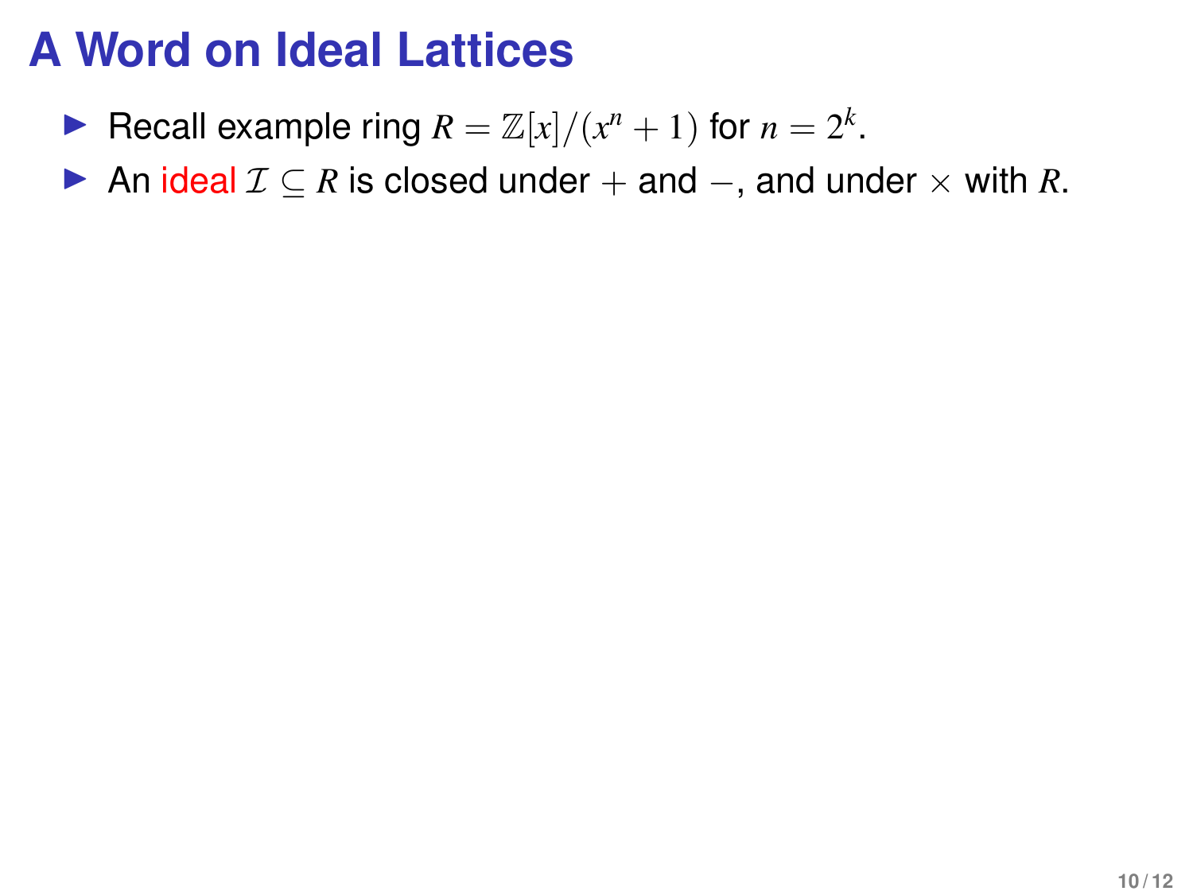# A Word on Ideal Lattices

- Recall example ring $R = \mathbb{Z}[x]/(x^n + 1)$ for $n = 2^k$.
- An ideal $\mathcal{I} \subseteq R$ is closed under $+$ and $-$, and under $\times$ with $R$.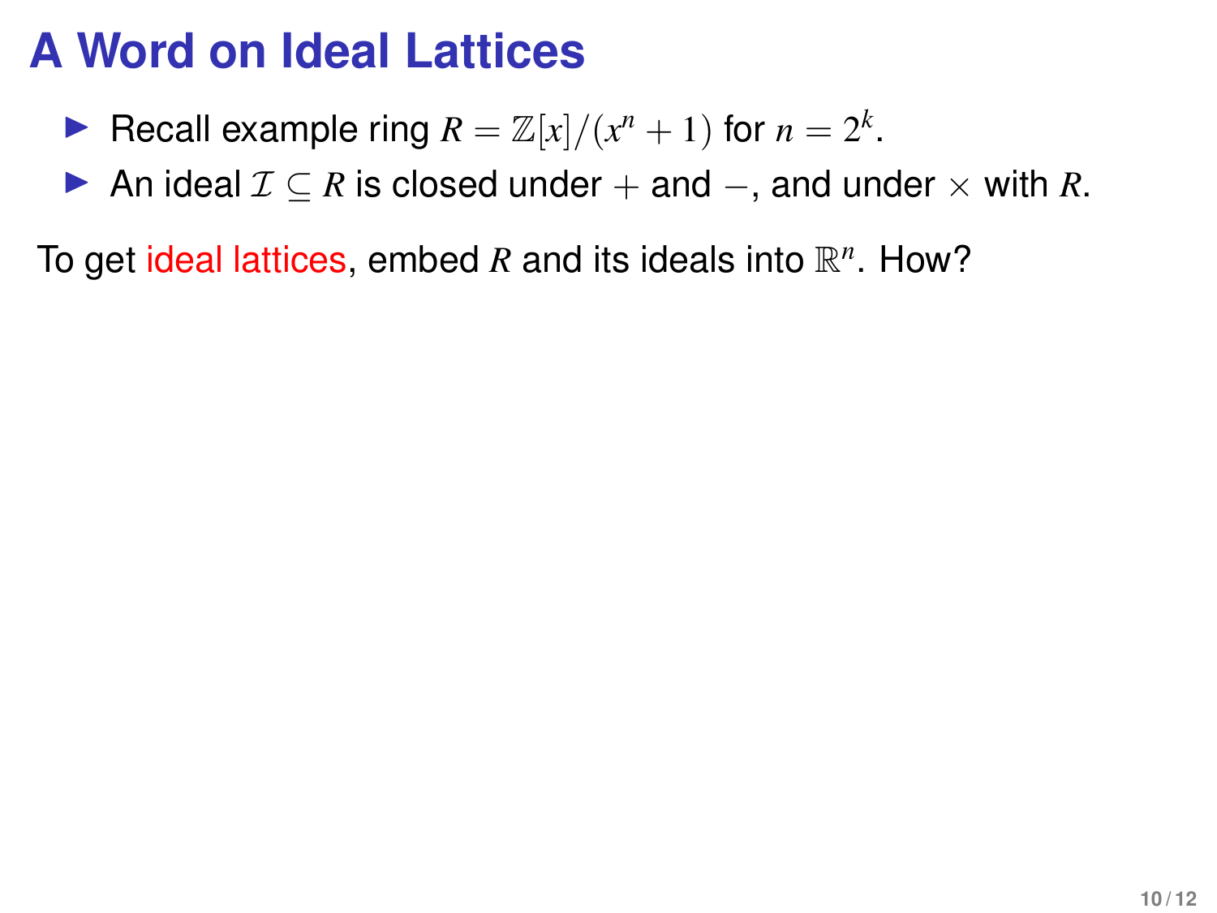# A Word on Ideal Lattices

- Recall example ring $R = \mathbb{Z}[x]/(x^n + 1)$ for $n = 2^k$.
- An ideal $\mathcal{I} \subseteq R$ is closed under $+$ and $-$, and under $\times$ with $R$.

To get ideal lattices, embed $R$ and its ideals into $\mathbb{R}^n$. How?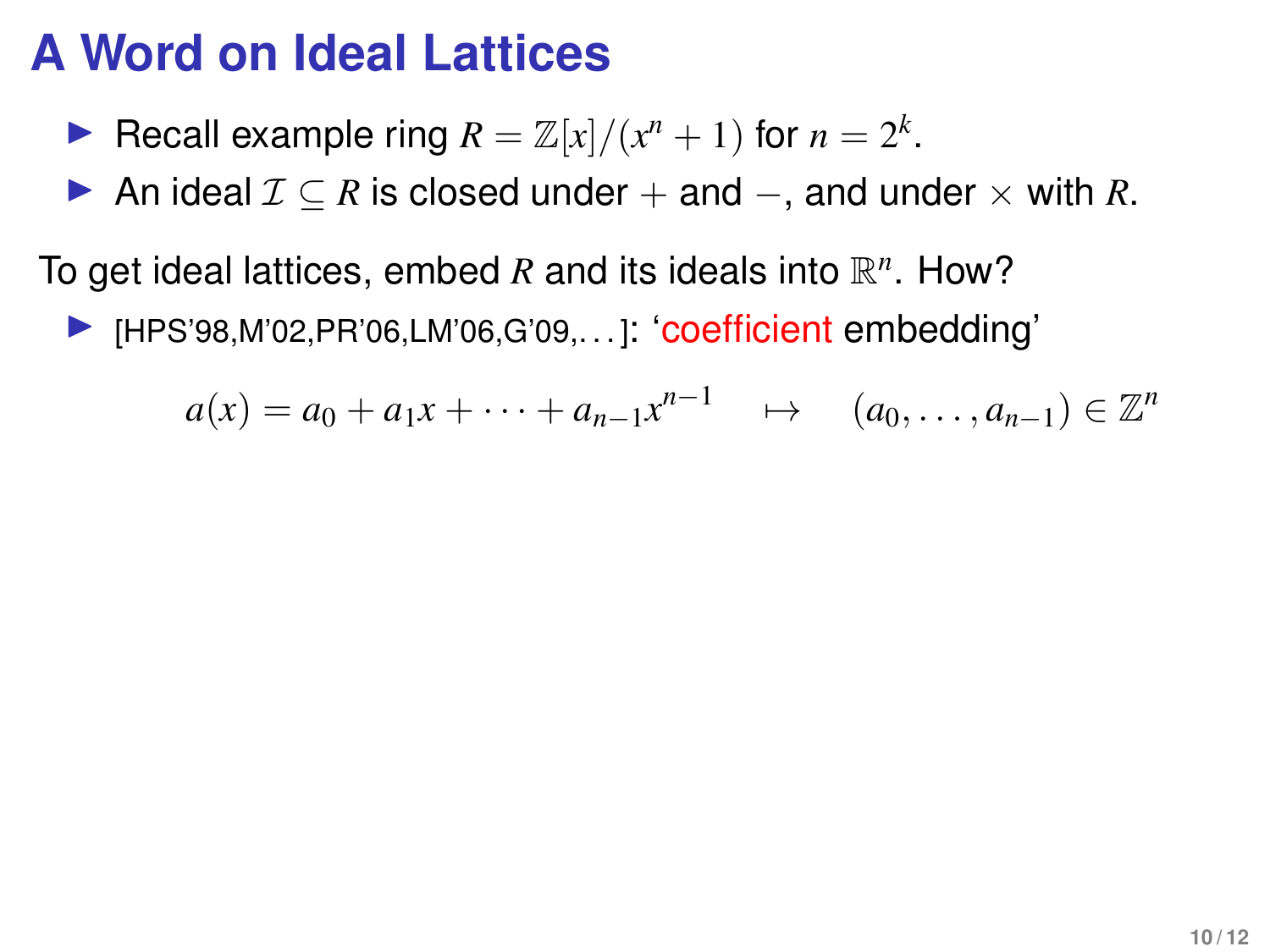# A Word on Ideal Lattices

- Recall example ring $R = \mathbb{Z}[x]/(x^n + 1)$ for $n = 2^k$.
- An ideal $\mathcal{I} \subseteq R$ is closed under $+$ and $-$, and under $\times$ with $R$.

To get ideal lattices, embed $R$ and its ideals into $\mathbb{R}^n$. How?

- [HPS'98,M'02,PR'06,LM'06,G'09,...]: 'coefficient embedding'

$$a(x) = a_0 + a_1 x + \cdots + a_{n-1} x^{n-1} \quad \mapsto \quad (a_0, \ldots, a_{n-1}) \in \mathbb{Z}^n$$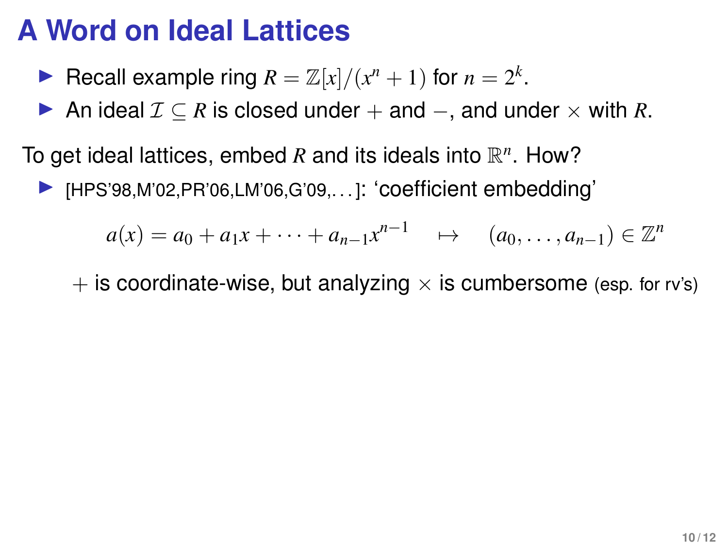# A Word on Ideal Lattices

- Recall example ring $R = \mathbb{Z}[x]/(x^n + 1)$ for $n = 2^k$.
- An ideal $\mathcal{I} \subseteq R$ is closed under $+$ and $-$, and under $\times$ with $R$.

To get ideal lattices, embed $R$ and its ideals into $\mathbb{R}^n$. How?

- [HPS'98,M'02,PR'06,LM'06,G'09,...]: 'coefficient embedding'

$$a(x) = a_0 + a_1 x + \cdots + a_{n-1} x^{n-1} \quad \mapsto \quad (a_0, \ldots, a_{n-1}) \in \mathbb{Z}^n$$

$+$ is coordinate-wise, but analyzing $\times$ is cumbersome (esp. for rv's)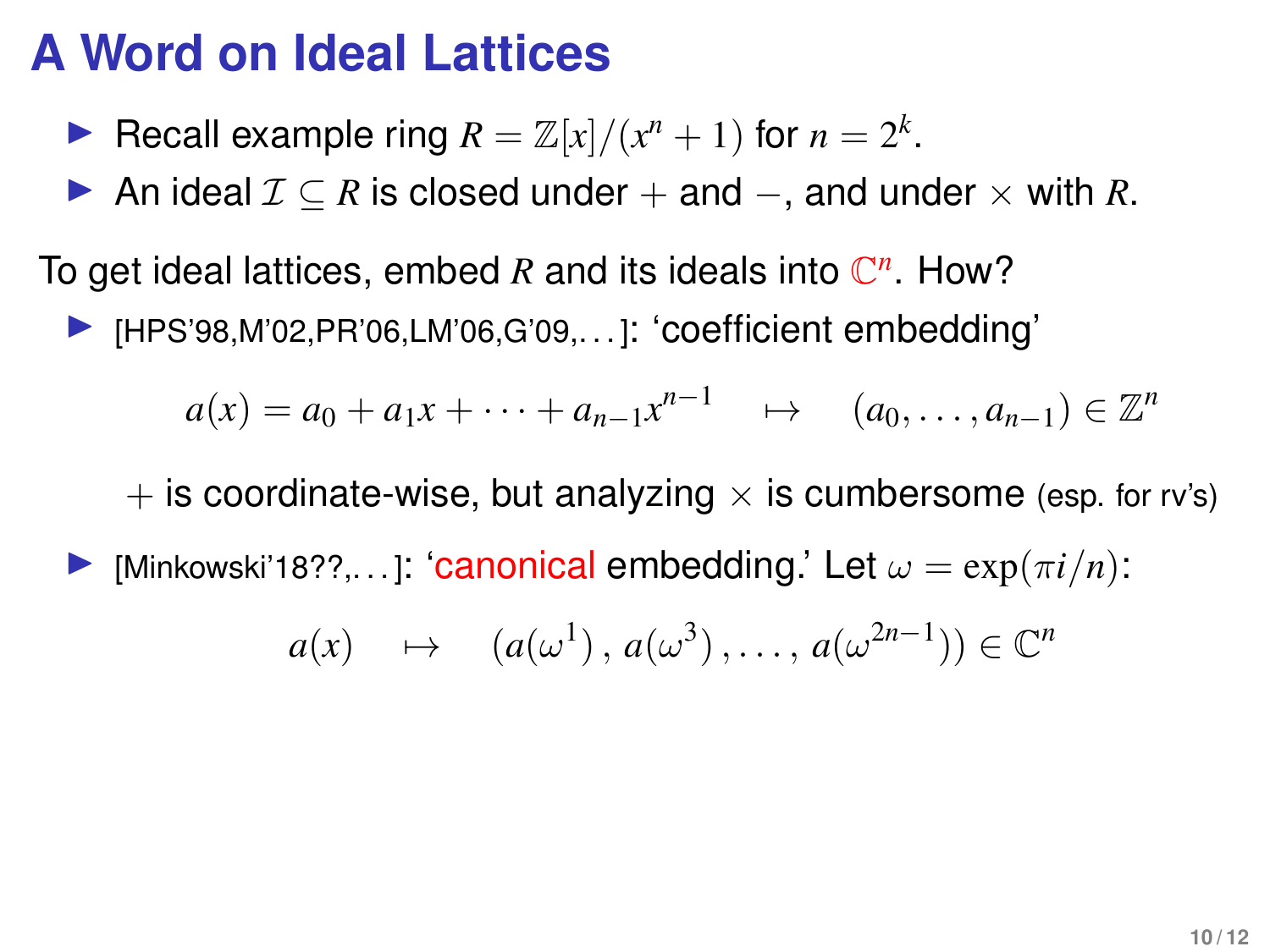# A Word on Ideal Lattices

- Recall example ring $R = \mathbb{Z}[x]/(x^n + 1)$ for $n = 2^k$.
- An ideal $\mathcal{I} \subseteq R$ is closed under $+$ and $-$, and under $\times$ with $R$.

To get ideal lattices, embed $R$ and its ideals into $\mathbb{C}^n$. How?

- [HPS'98,M'02,PR'06,LM'06,G'09,...]: 'coefficient embedding'

$$a(x) = a_0 + a_1 x + \cdots + a_{n-1} x^{n-1} \quad \mapsto \quad (a_0, \ldots, a_{n-1}) \in \mathbb{Z}^n$$

  $+$ is coordinate-wise, but analyzing $\times$ is cumbersome (esp. for rv's)

- [Minkowski'18??,...]: 'canonical embedding.' Let $\omega = \exp(\pi i/n)$:

$$a(x) \quad \mapsto \quad (a(\omega^1), a(\omega^3), \ldots, a(\omega^{2n-1})) \in \mathbb{C}^n$$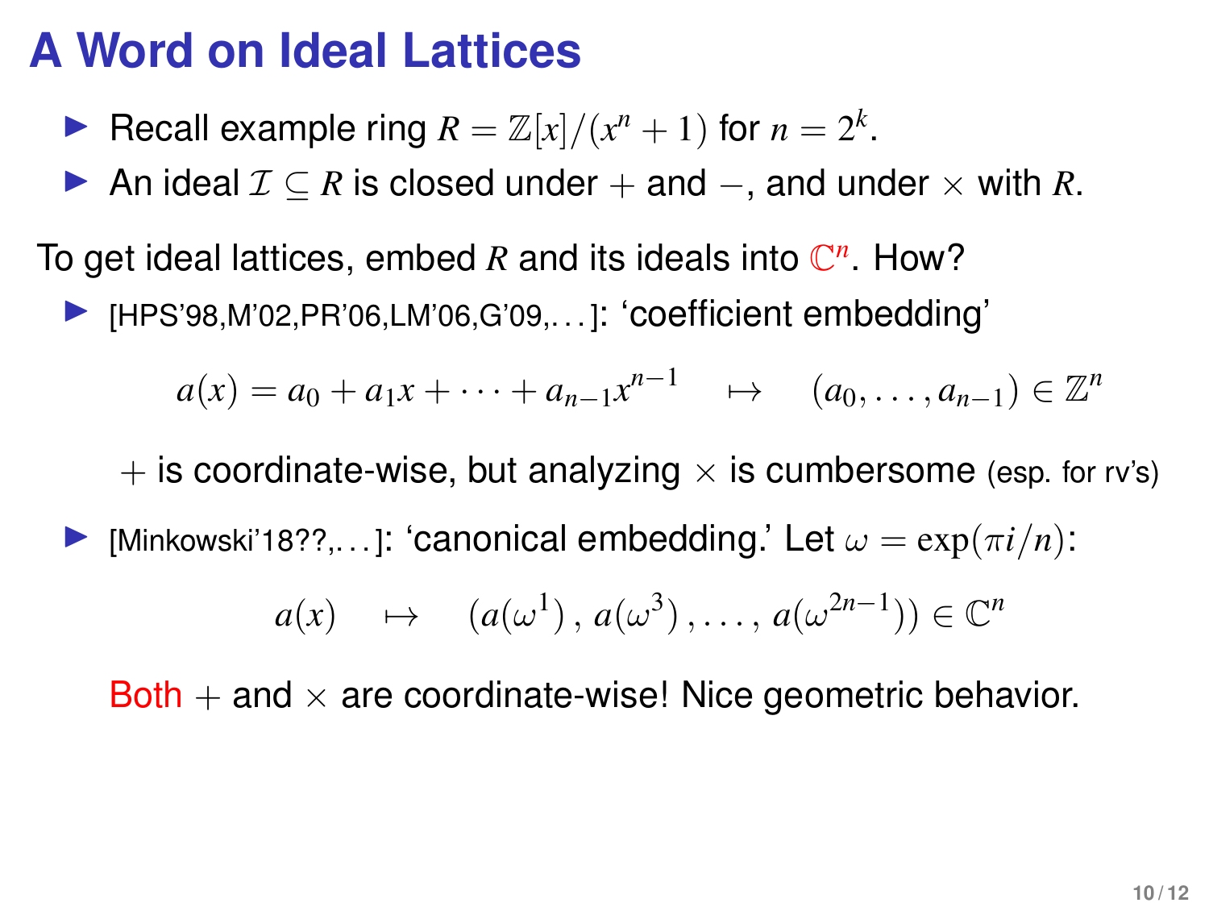# A Word on Ideal Lattices

- Recall example ring $R = \mathbb{Z}[x]/(x^n + 1)$ for $n = 2^k$.
- An ideal $\mathcal{I} \subseteq R$ is closed under $+$ and $-$, and under $\times$ with $R$.

To get ideal lattices, embed $R$ and its ideals into $\mathbb{C}^n$. How?

- [HPS'98,M'02,PR'06,LM'06,G'09,...]: 'coefficient embedding'

$$a(x) = a_0 + a_1 x + \cdots + a_{n-1} x^{n-1} \quad \mapsto \quad (a_0, \ldots, a_{n-1}) \in \mathbb{Z}^n$$

  $+$ is coordinate-wise, but analyzing $\times$ is cumbersome (esp. for rv's)

- [Minkowski'18??,...]: 'canonical embedding.' Let $\omega = \exp(\pi i/n)$:

$$a(x) \quad \mapsto \quad (a(\omega^1), a(\omega^3), \ldots, a(\omega^{2n-1})) \in \mathbb{C}^n$$

  Both $+$ and $\times$ are coordinate-wise! Nice geometric behavior.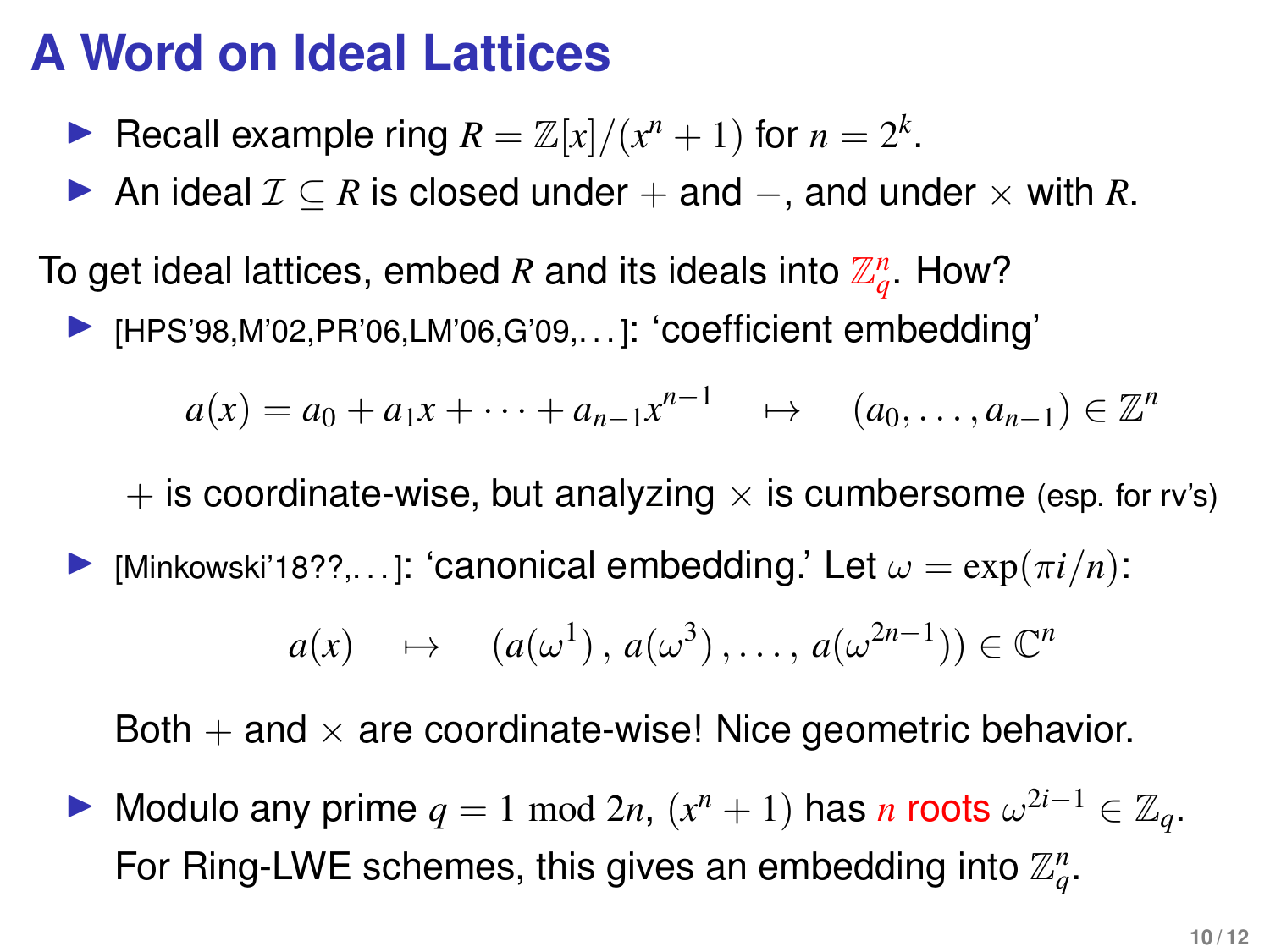# A Word on Ideal Lattices

- Recall example ring $R = \mathbb{Z}[x]/(x^n + 1)$ for $n = 2^k$.
- An ideal $\mathcal{I} \subseteq R$ is closed under $+$ and $-$, and under $\times$ with $R$.

To get ideal lattices, embed $R$ and its ideals into $\mathbb{Z}_q^n$. How?

- [HPS'98,M'02,PR'06,LM'06,G'09,...]: 'coefficient embedding'

$$a(x) = a_0 + a_1 x + \cdots + a_{n-1} x^{n-1} \quad \mapsto \quad (a_0, \ldots, a_{n-1}) \in \mathbb{Z}^n$$

  $+$ is coordinate-wise, but analyzing $\times$ is cumbersome (esp. for rv's)

- [Minkowski'18??,...]: 'canonical embedding.' Let $\omega = \exp(\pi i/n)$:

$$a(x) \quad \mapsto \quad (a(\omega^1)\,,\, a(\omega^3)\,, \ldots,\, a(\omega^{2n-1})) \in \mathbb{C}^n$$

  Both $+$ and $\times$ are coordinate-wise! Nice geometric behavior.

- Modulo any prime $q = 1 \bmod 2n$, $(x^n + 1)$ has $n$ roots $\omega^{2i-1} \in \mathbb{Z}_q$.
  For Ring-LWE schemes, this gives an embedding into $\mathbb{Z}_q^n$.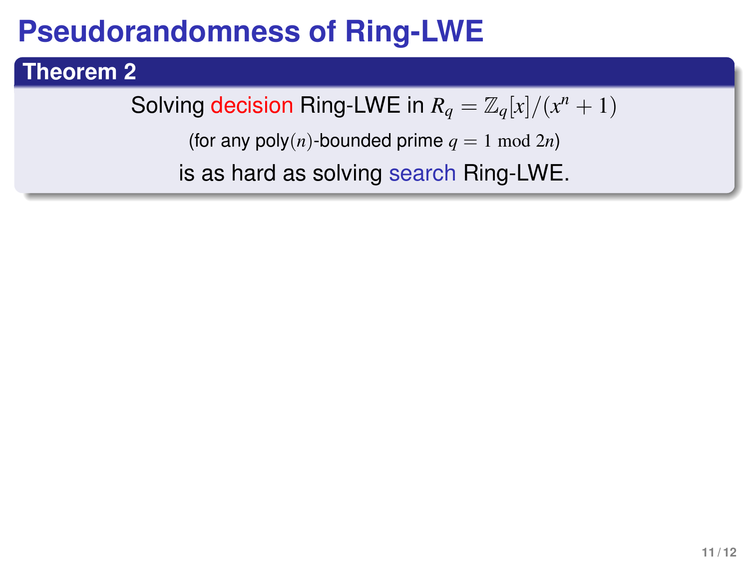# Pseudorandomness of Ring-LWE

**Theorem 2**

Solving decision Ring-LWE in $R_q = \mathbb{Z}_q[x]/(x^n + 1)$

(for any poly$(n)$-bounded prime $q = 1 \bmod 2n$)

is as hard as solving search Ring-LWE.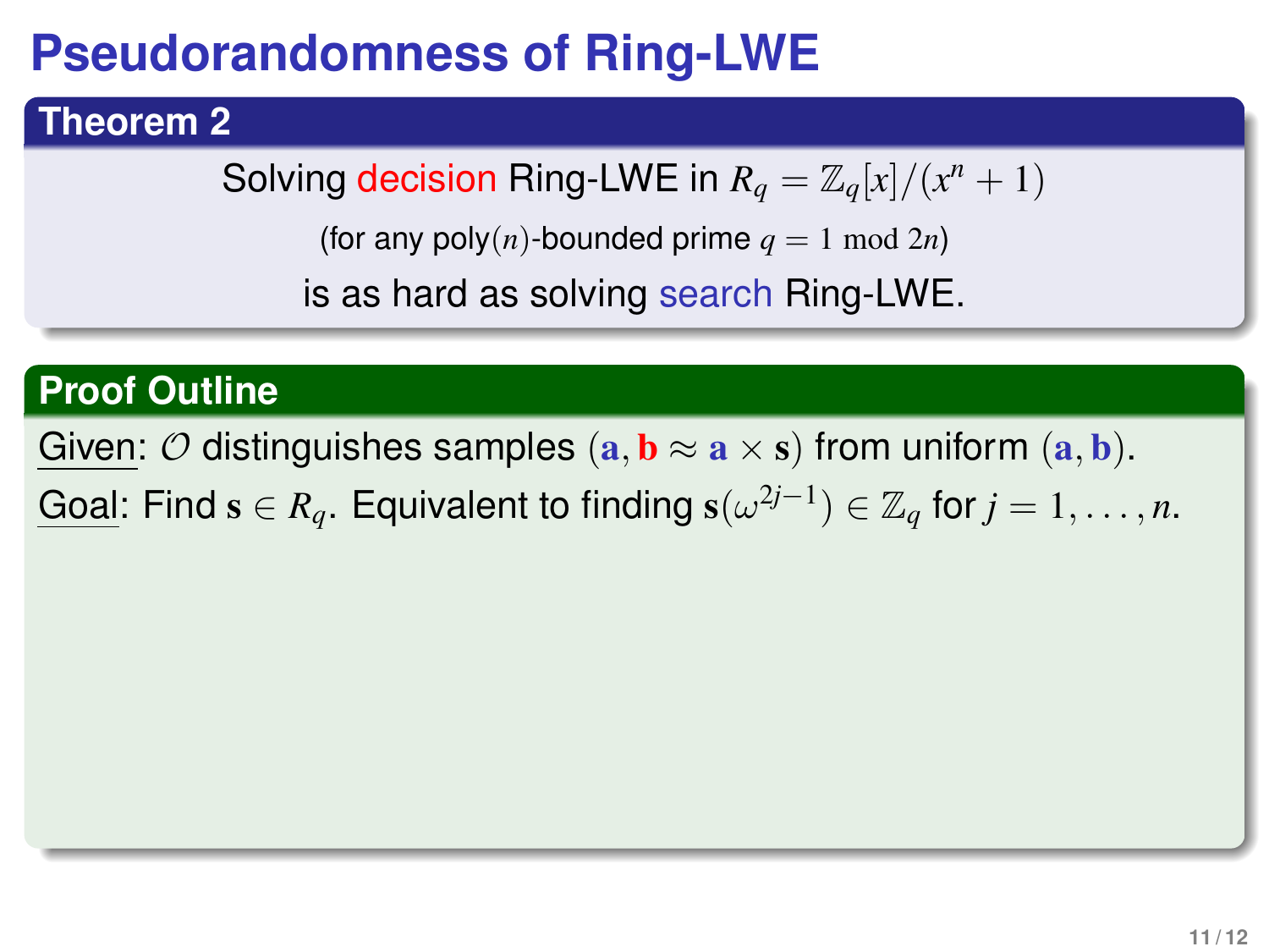# Pseudorandomness of Ring-LWE

## Theorem 2

Solving decision Ring-LWE in $R_q = \mathbb{Z}_q[x]/(x^n + 1)$

(for any poly$(n)$-bounded prime $q = 1 \bmod 2n$)

is as hard as solving search Ring-LWE.

## Proof Outline

Given: $\mathcal{O}$ distinguishes samples $(\mathbf{a}, \mathbf{b} \approx \mathbf{a} \times \mathbf{s})$ from uniform $(\mathbf{a}, \mathbf{b})$.

Goal: Find $\mathbf{s} \in R_q$. Equivalent to finding $\mathbf{s}(\omega^{2j-1}) \in \mathbb{Z}_q$ for $j = 1, \ldots, n$.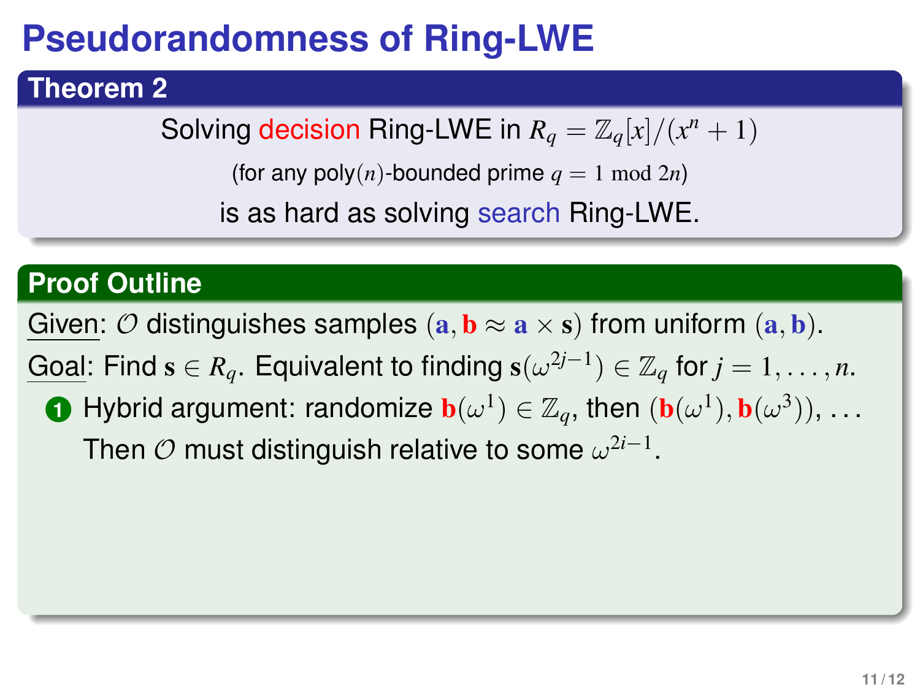# Pseudorandomness of Ring-LWE

## Theorem 2

Solving decision Ring-LWE in $R_q = \mathbb{Z}_q[x]/(x^n + 1)$

(for any poly$(n)$-bounded prime $q = 1 \bmod 2n$)

is as hard as solving search Ring-LWE.

## Proof Outline

Given: $\mathcal{O}$ distinguishes samples $(\mathbf{a}, \mathbf{b} \approx \mathbf{a} \times \mathbf{s})$ from uniform $(\mathbf{a}, \mathbf{b})$.

Goal: Find $\mathbf{s} \in R_q$. Equivalent to finding $\mathbf{s}(\omega^{2j-1}) \in \mathbb{Z}_q$ for $j = 1, \ldots, n$.

1. Hybrid argument: randomize $\mathbf{b}(\omega^1) \in \mathbb{Z}_q$, then $(\mathbf{b}(\omega^1), \mathbf{b}(\omega^3))$, ...
   Then $\mathcal{O}$ must distinguish relative to some $\omega^{2i-1}$.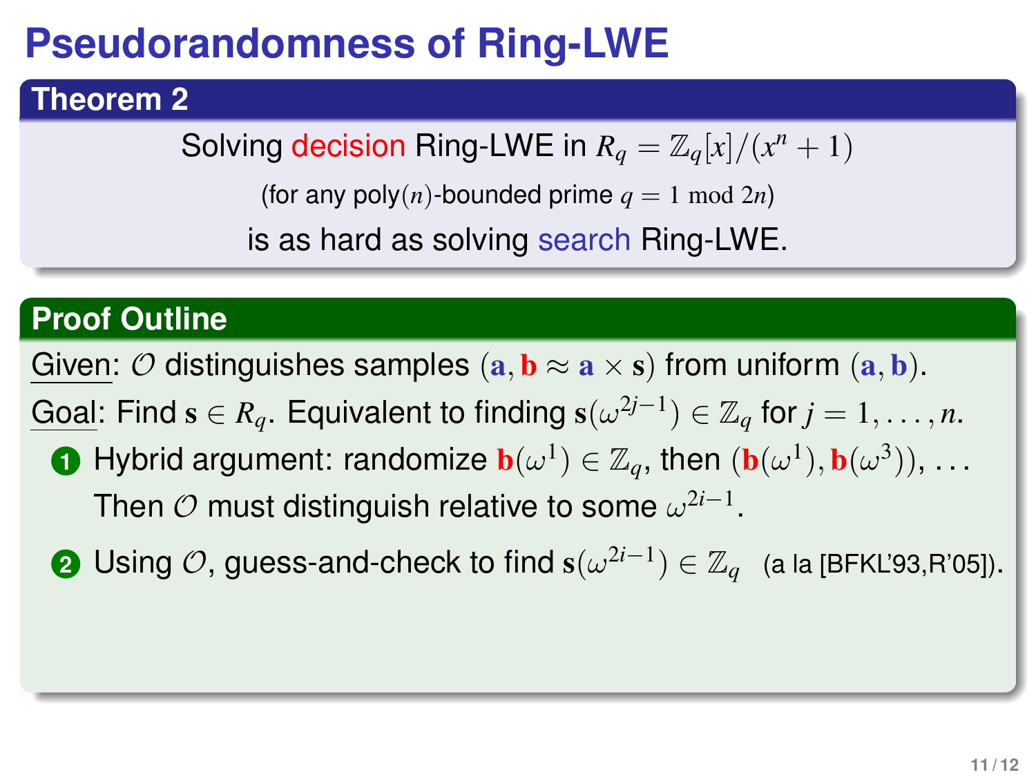# Pseudorandomness of Ring-LWE

## Theorem 2

Solving **decision** Ring-LWE in $R_q = \mathbb{Z}_q[x]/(x^n + 1)$

(for any poly$(n)$-bounded prime $q = 1 \bmod 2n$)

is as hard as solving **search** Ring-LWE.

## Proof Outline

Given: $\mathcal{O}$ distinguishes samples $(\mathbf{a}, \mathbf{b} \approx \mathbf{a} \times \mathbf{s})$ from uniform $(\mathbf{a}, \mathbf{b})$.

Goal: Find $\mathbf{s} \in R_q$. Equivalent to finding $\mathbf{s}(\omega^{2j-1}) \in \mathbb{Z}_q$ for $j = 1, \ldots, n$.

1. Hybrid argument: randomize $\mathbf{b}(\omega^1) \in \mathbb{Z}_q$, then $(\mathbf{b}(\omega^1), \mathbf{b}(\omega^3))$, ...
   Then $\mathcal{O}$ must distinguish relative to some $\omega^{2i-1}$.
2. Using $\mathcal{O}$, guess-and-check to find $\mathbf{s}(\omega^{2i-1}) \in \mathbb{Z}_q$ (a la [BFKL'93,R'05]).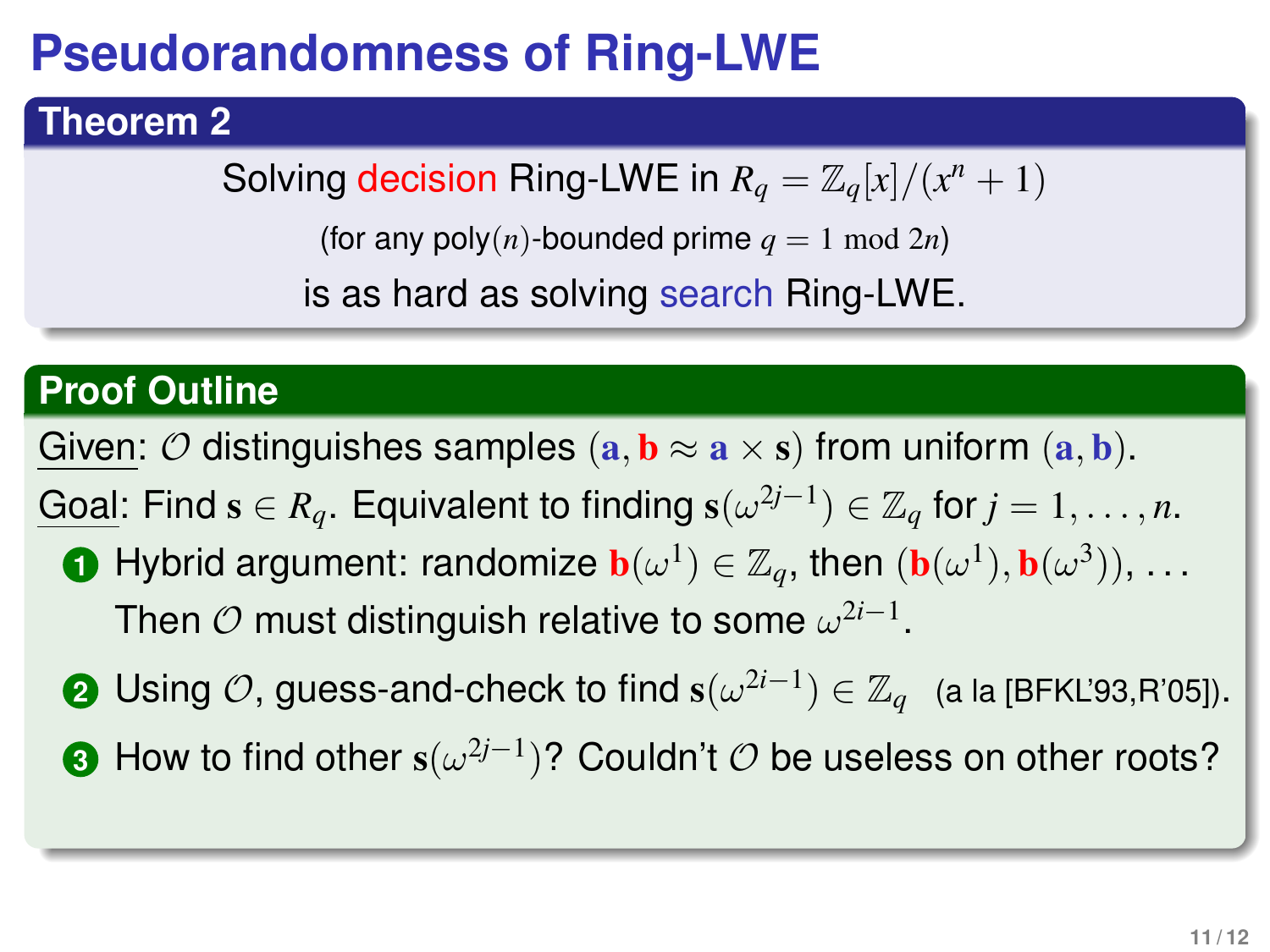# Pseudorandomness of Ring-LWE

## Theorem 2

Solving decision Ring-LWE in $R_q = \mathbb{Z}_q[x]/(x^n + 1)$

(for any poly$(n)$-bounded prime $q = 1 \bmod 2n$)

is as hard as solving search Ring-LWE.

## Proof Outline

Given: $\mathcal{O}$ distinguishes samples $(\mathbf{a}, \mathbf{b} \approx \mathbf{a} \times \mathbf{s})$ from uniform $(\mathbf{a}, \mathbf{b})$.

Goal: Find $\mathbf{s} \in R_q$. Equivalent to finding $\mathbf{s}(\omega^{2j-1}) \in \mathbb{Z}_q$ for $j = 1, \ldots, n$.

1. Hybrid argument: randomize $\mathbf{b}(\omega^1) \in \mathbb{Z}_q$, then $(\mathbf{b}(\omega^1), \mathbf{b}(\omega^3))$, ... Then $\mathcal{O}$ must distinguish relative to some $\omega^{2i-1}$.
2. Using $\mathcal{O}$, guess-and-check to find $\mathbf{s}(\omega^{2i-1}) \in \mathbb{Z}_q$ (a la [BFKL'93,R'05]).
3. How to find other $\mathbf{s}(\omega^{2j-1})$? Couldn't $\mathcal{O}$ be useless on other roots?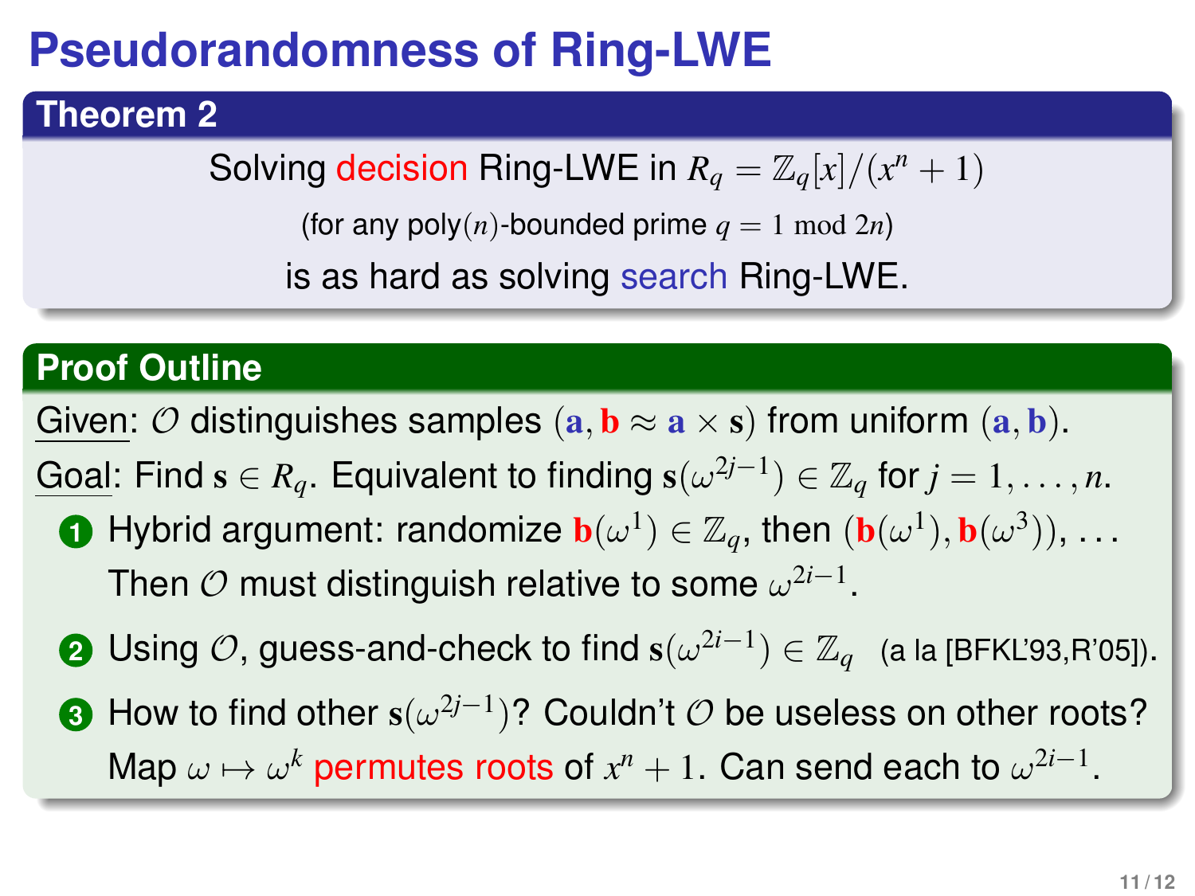# Pseudorandomness of Ring-LWE

## Theorem 2

Solving decision Ring-LWE in $R_q = \mathbb{Z}_q[x]/(x^n + 1)$

(for any poly($n$)-bounded prime $q = 1 \bmod 2n$)

is as hard as solving search Ring-LWE.

## Proof Outline

Given: $\mathcal{O}$ distinguishes samples $(\mathbf{a}, \mathbf{b} \approx \mathbf{a} \times \mathbf{s})$ from uniform $(\mathbf{a}, \mathbf{b})$.

Goal: Find $\mathbf{s} \in R_q$. Equivalent to finding $\mathbf{s}(\omega^{2j-1}) \in \mathbb{Z}_q$ for $j = 1, \ldots, n$.

1. Hybrid argument: randomize $\mathbf{b}(\omega^1) \in \mathbb{Z}_q$, then $(\mathbf{b}(\omega^1), \mathbf{b}(\omega^3))$, ... Then $\mathcal{O}$ must distinguish relative to some $\omega^{2i-1}$.
2. Using $\mathcal{O}$, guess-and-check to find $\mathbf{s}(\omega^{2i-1}) \in \mathbb{Z}_q$ (a la [BFKL'93,R'05]).
3. How to find other $\mathbf{s}(\omega^{2j-1})$? Couldn't $\mathcal{O}$ be useless on other roots? Map $\omega \mapsto \omega^k$ permutes roots of $x^n + 1$. Can send each to $\omega^{2i-1}$.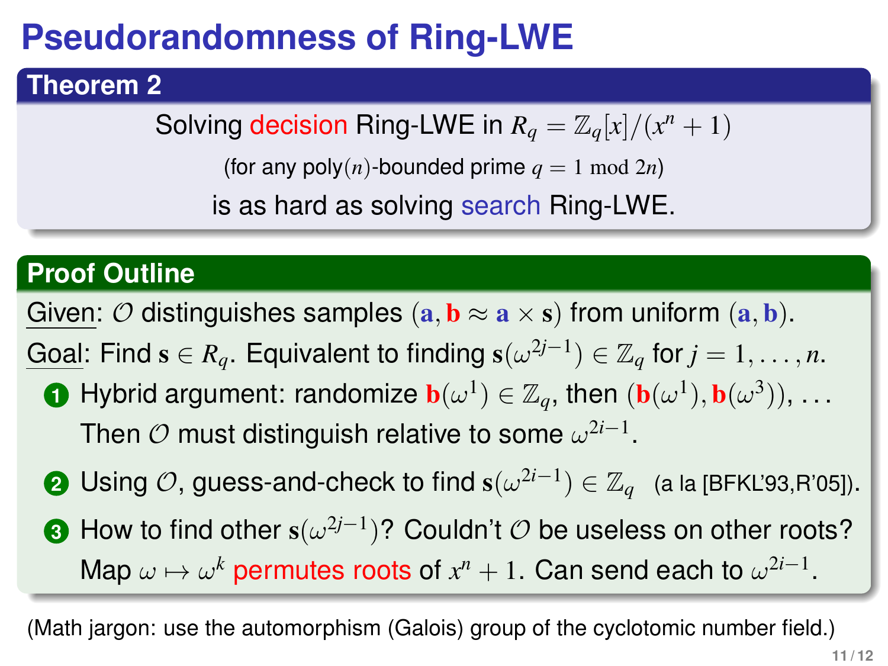# Pseudorandomness of Ring-LWE

## Theorem 2

Solving decision Ring-LWE in $R_q = \mathbb{Z}_q[x]/(x^n + 1)$

(for any poly($n$)-bounded prime $q = 1 \bmod 2n$)

is as hard as solving search Ring-LWE.

## Proof Outline

Given: $\mathcal{O}$ distinguishes samples $(\mathbf{a}, \mathbf{b} \approx \mathbf{a} \times \mathbf{s})$ from uniform $(\mathbf{a}, \mathbf{b})$.

Goal: Find $\mathbf{s} \in R_q$. Equivalent to finding $\mathbf{s}(\omega^{2j-1}) \in \mathbb{Z}_q$ for $j = 1, \ldots, n$.

1. Hybrid argument: randomize $\mathbf{b}(\omega^1) \in \mathbb{Z}_q$, then $(\mathbf{b}(\omega^1), \mathbf{b}(\omega^3))$, ... Then $\mathcal{O}$ must distinguish relative to some $\omega^{2i-1}$.
2. Using $\mathcal{O}$, guess-and-check to find $\mathbf{s}(\omega^{2i-1}) \in \mathbb{Z}_q$ (a la [BFKL'93,R'05]).
3. How to find other $\mathbf{s}(\omega^{2j-1})$? Couldn't $\mathcal{O}$ be useless on other roots? Map $\omega \mapsto \omega^k$ permutes roots of $x^n + 1$. Can send each to $\omega^{2i-1}$.

(Math jargon: use the automorphism (Galois) group of the cyclotomic number field.)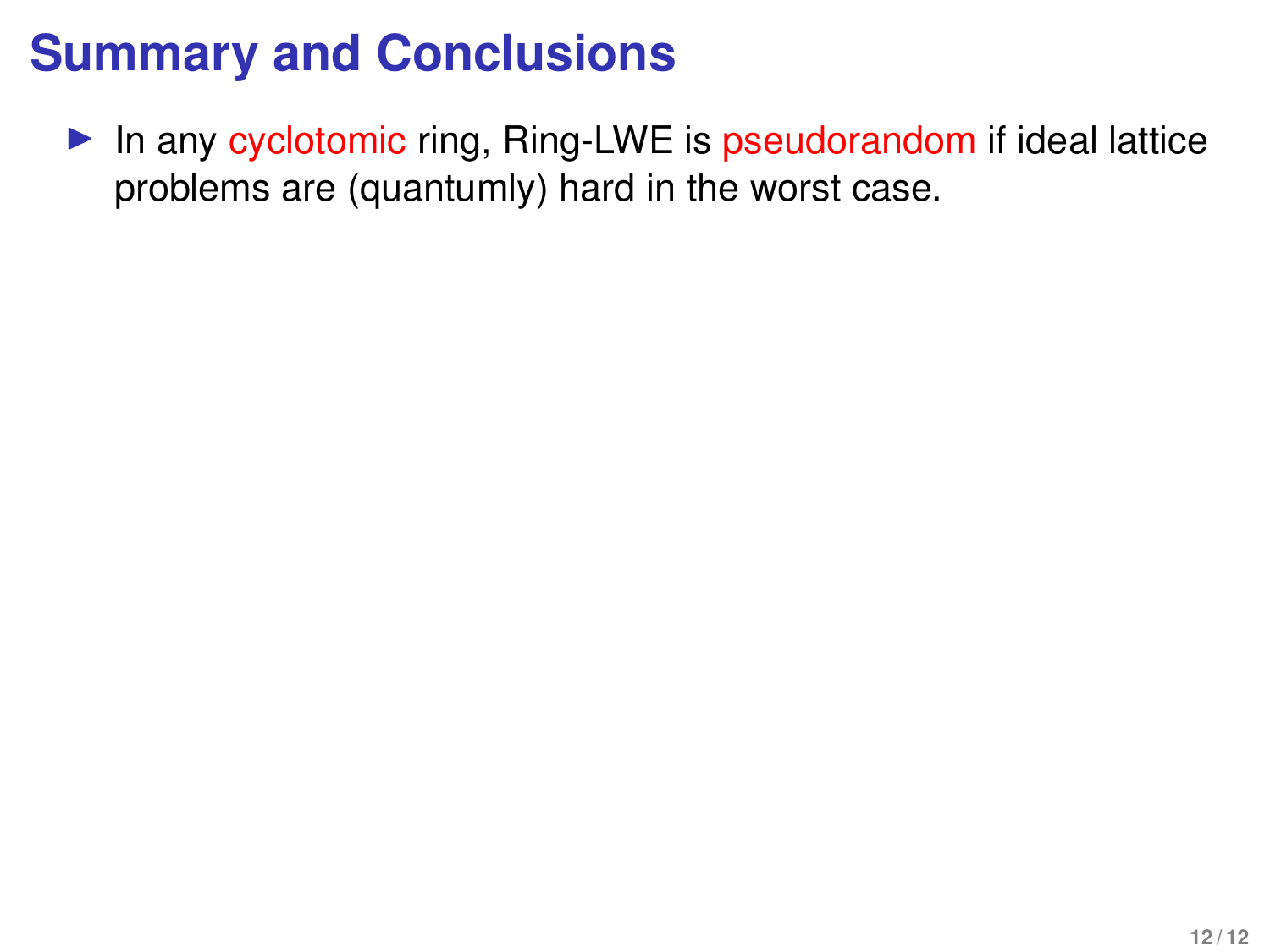# Summary and Conclusions

- In any cyclotomic ring, Ring-LWE is pseudorandom if ideal lattice problems are (quantumly) hard in the worst case.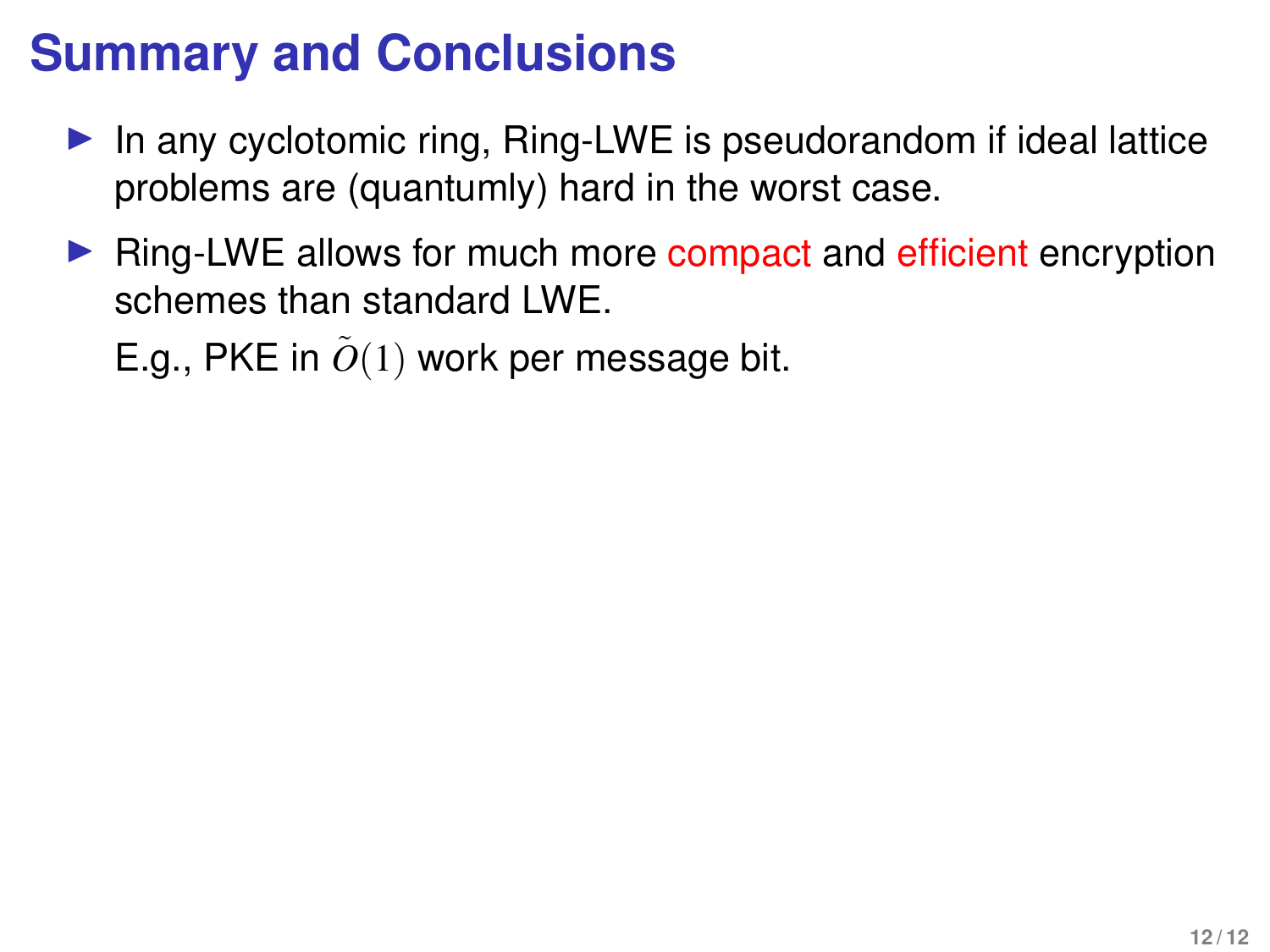# Summary and Conclusions

- In any cyclotomic ring, Ring-LWE is pseudorandom if ideal lattice problems are (quantumly) hard in the worst case.
- Ring-LWE allows for much more compact and efficient encryption schemes than standard LWE.

  E.g., PKE in $\tilde{O}(1)$ work per message bit.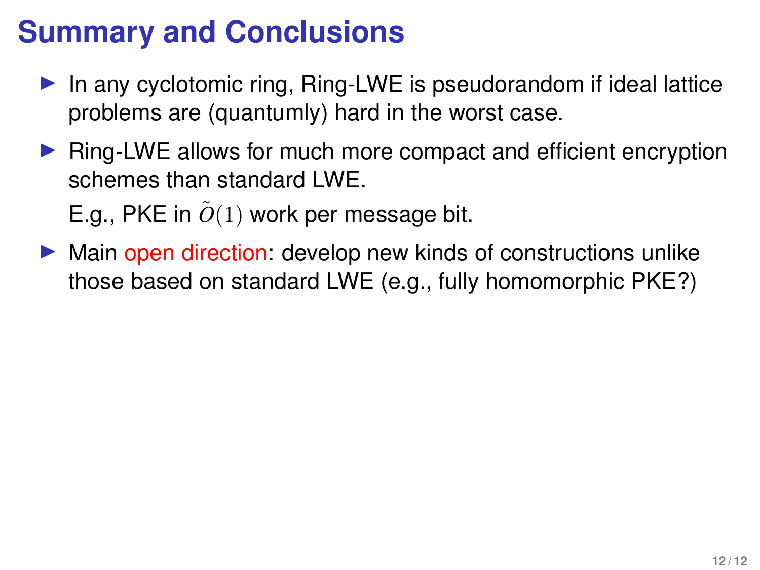# Summary and Conclusions

- In any cyclotomic ring, Ring-LWE is pseudorandom if ideal lattice problems are (quantumly) hard in the worst case.
- Ring-LWE allows for much more compact and efficient encryption schemes than standard LWE.

  E.g., PKE in $\tilde{O}(1)$ work per message bit.
- Main open direction: develop new kinds of constructions unlike those based on standard LWE (e.g., fully homomorphic PKE?)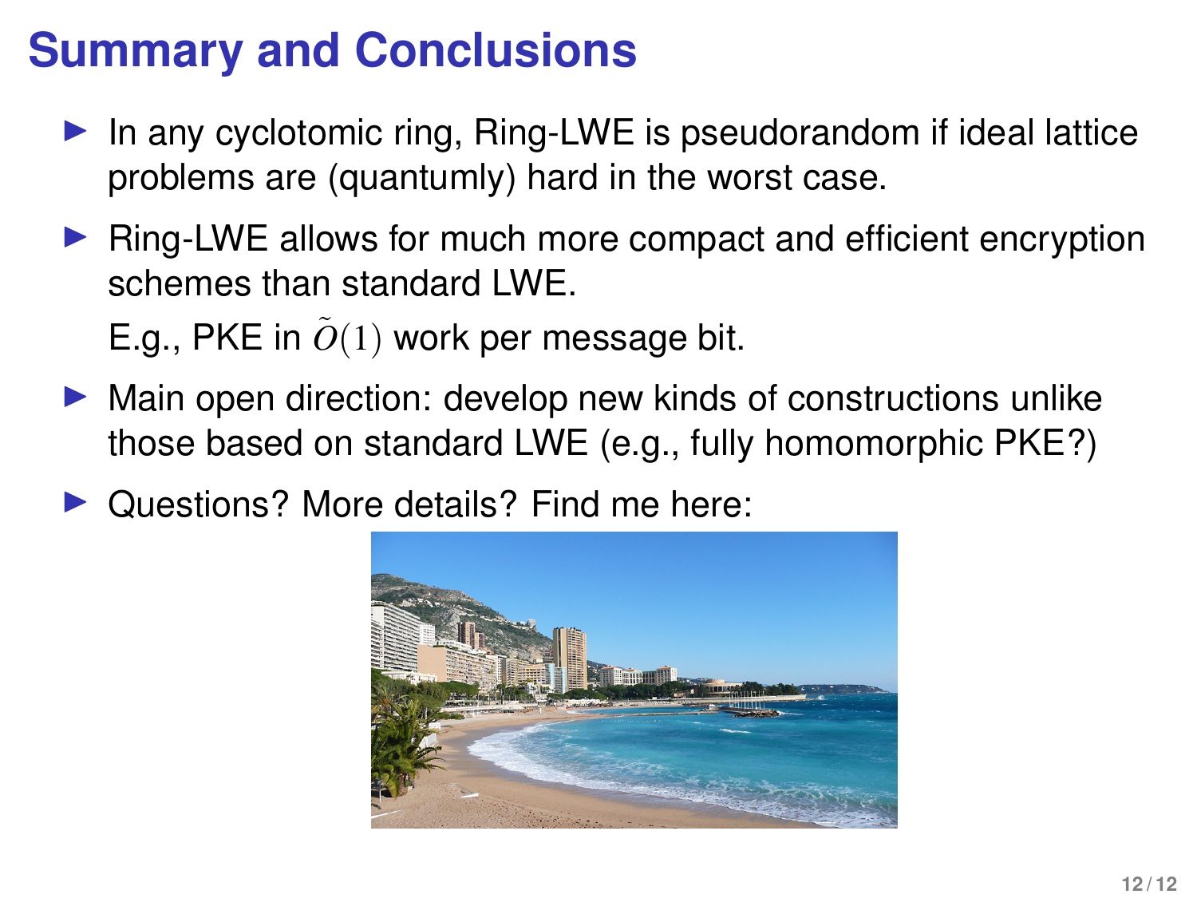# Summary and Conclusions

- In any cyclotomic ring, Ring-LWE is pseudorandom if ideal lattice problems are (quantumly) hard in the worst case.
- Ring-LWE allows for much more compact and efficient encryption schemes than standard LWE.

  E.g., PKE in $\tilde{O}(1)$ work per message bit.
- Main open direction: develop new kinds of constructions unlike those based on standard LWE (e.g., fully homomorphic PKE?)
- Questions? More details? Find me here: